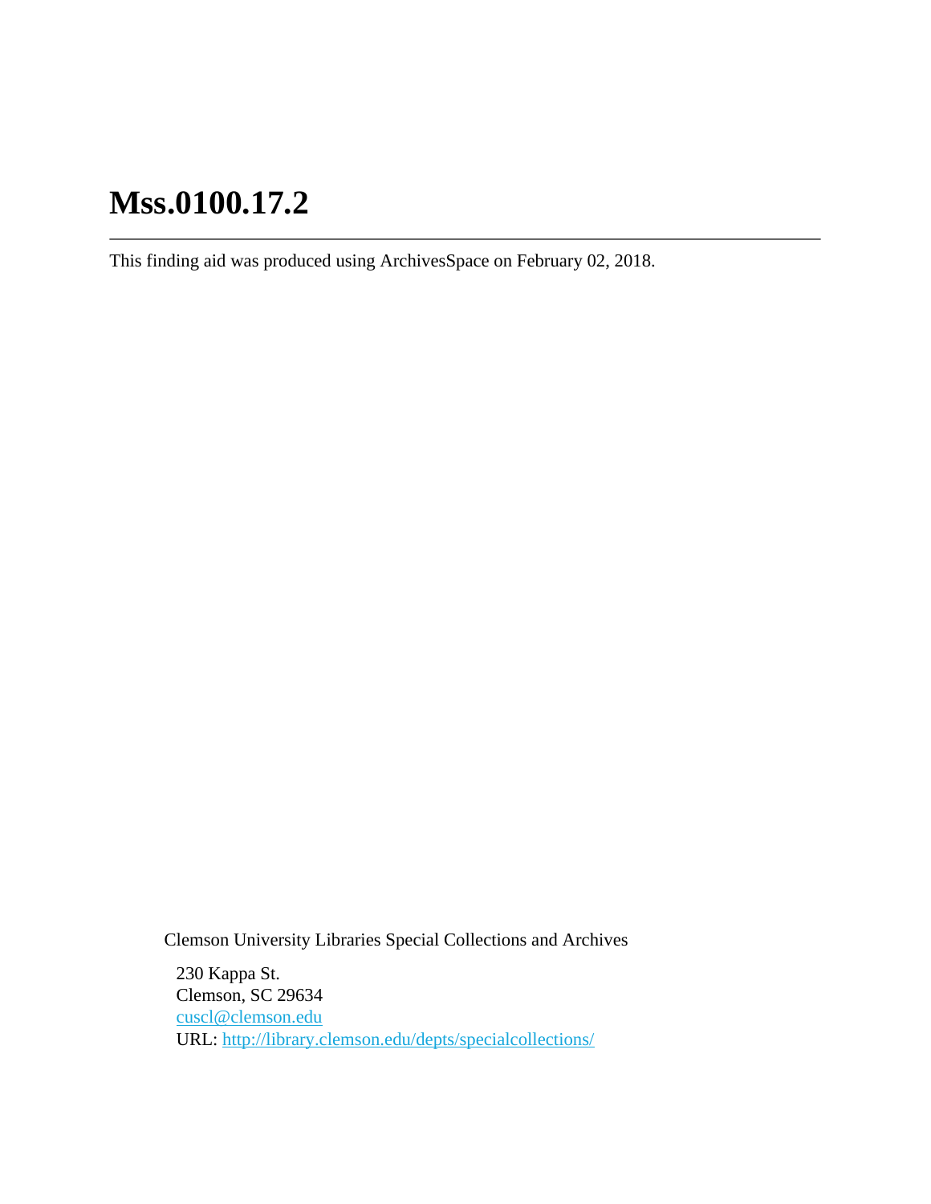# Mss.0100.17.2

---

This finding aid was produced using ArchivesSpace on February 02, 2018.

Clemson University Libraries Special Collections and Archives

230 Kappa St.
Clemson, SC 29634
cuscl@clemson.edu
URL: http://library.clemson.edu/depts/specialcollections/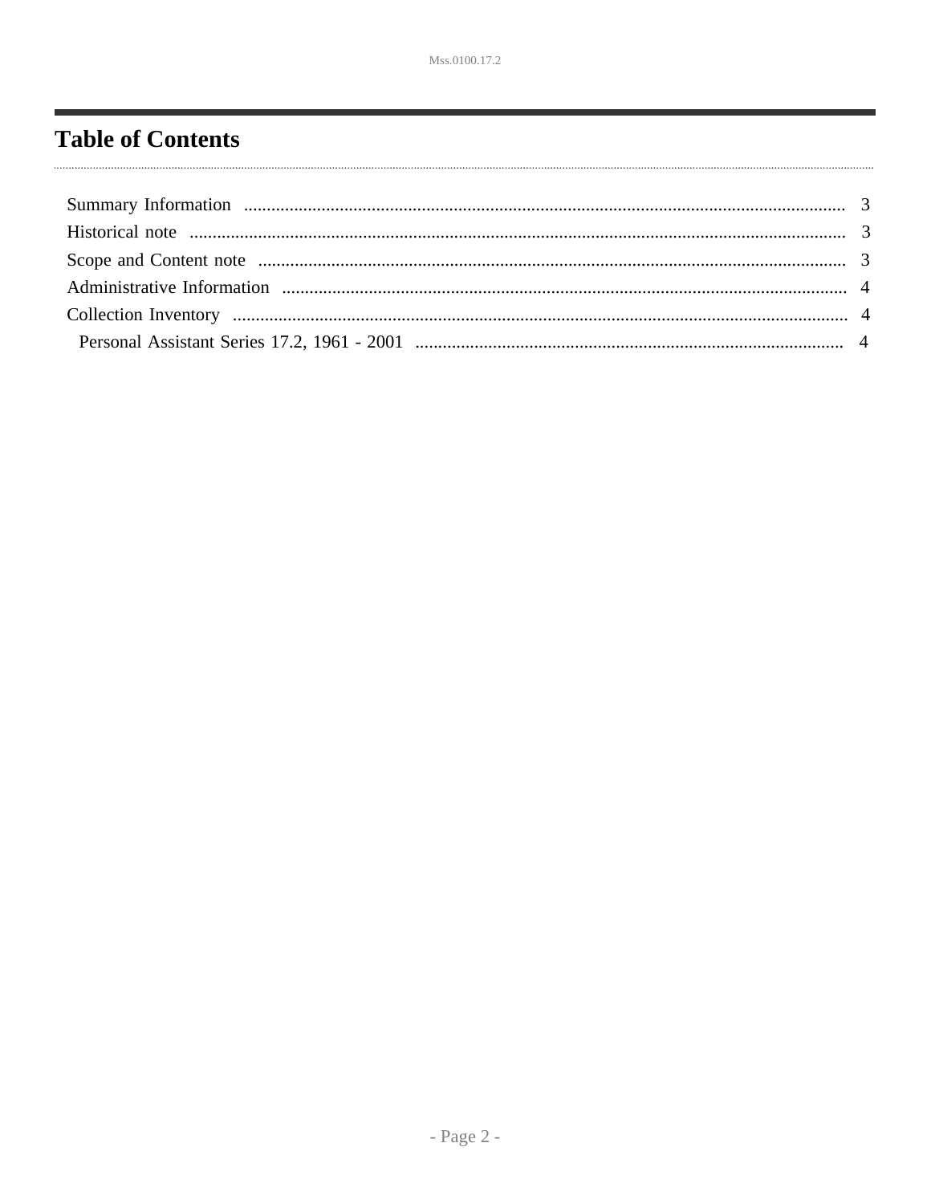# Table of Contents

- Summary Information ..... 3
- Historical note ..... 3
- Scope and Content note ..... 3
- Administrative Information ..... 4
- Collection Inventory ..... 4
  - Personal Assistant Series 17.2, 1961 - 2001 ..... 4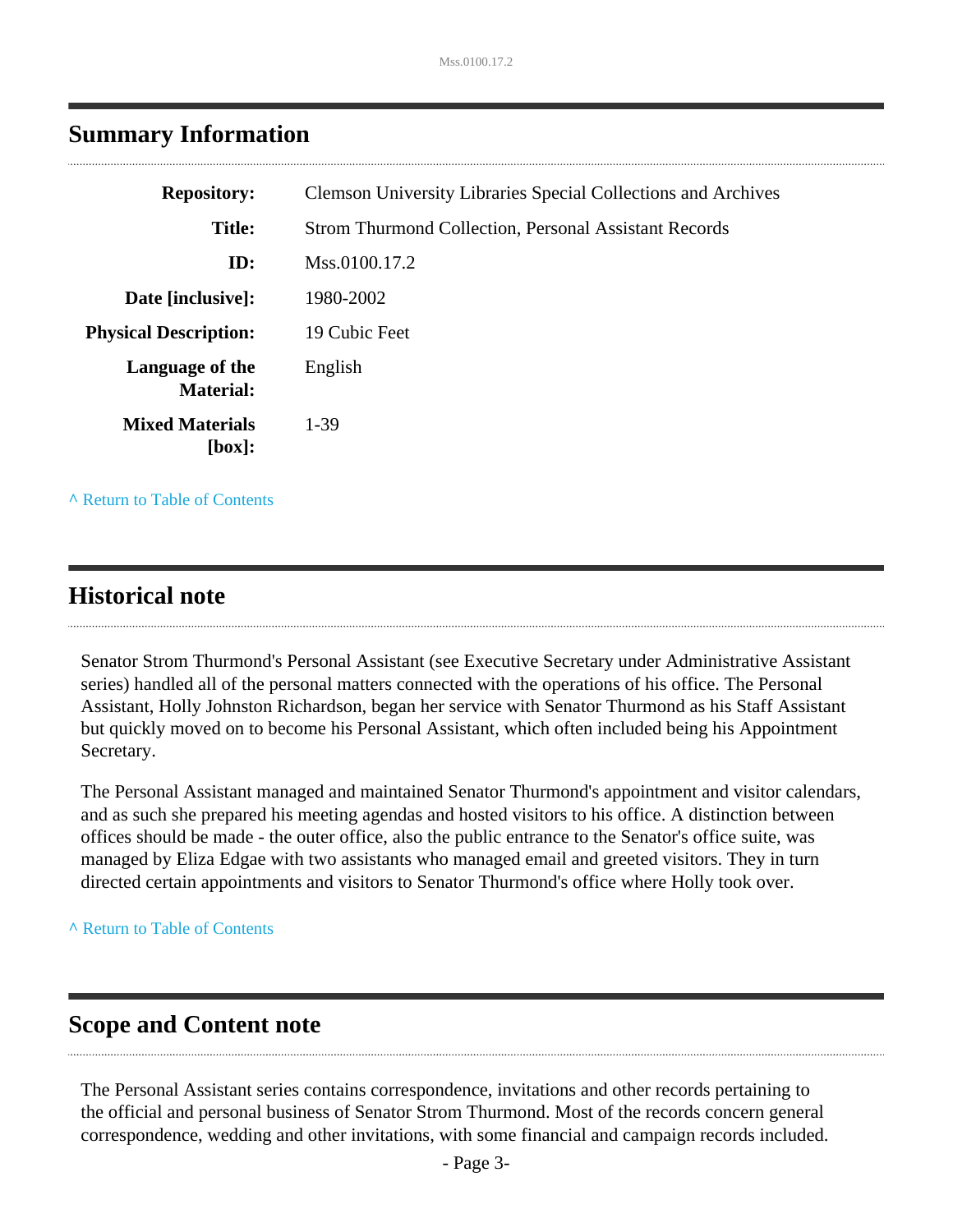## Summary Information

| | |
|---|---|
| **Repository:** | Clemson University Libraries Special Collections and Archives |
| **Title:** | Strom Thurmond Collection, Personal Assistant Records |
| **ID:** | Mss.0100.17.2 |
| **Date [inclusive]:** | 1980-2002 |
| **Physical Description:** | 19 Cubic Feet |
| **Language of the Material:** | English |
| **Mixed Materials [box]:** | 1-39 |

^ Return to Table of Contents

## Historical note

Senator Strom Thurmond's Personal Assistant (see Executive Secretary under Administrative Assistant series) handled all of the personal matters connected with the operations of his office. The Personal Assistant, Holly Johnston Richardson, began her service with Senator Thurmond as his Staff Assistant but quickly moved on to become his Personal Assistant, which often included being his Appointment Secretary.

The Personal Assistant managed and maintained Senator Thurmond's appointment and visitor calendars, and as such she prepared his meeting agendas and hosted visitors to his office. A distinction between offices should be made - the outer office, also the public entrance to the Senator's office suite, was managed by Eliza Edgae with two assistants who managed email and greeted visitors. They in turn directed certain appointments and visitors to Senator Thurmond's office where Holly took over.

^ Return to Table of Contents

## Scope and Content note

The Personal Assistant series contains correspondence, invitations and other records pertaining to the official and personal business of Senator Strom Thurmond. Most of the records concern general correspondence, wedding and other invitations, with some financial and campaign records included.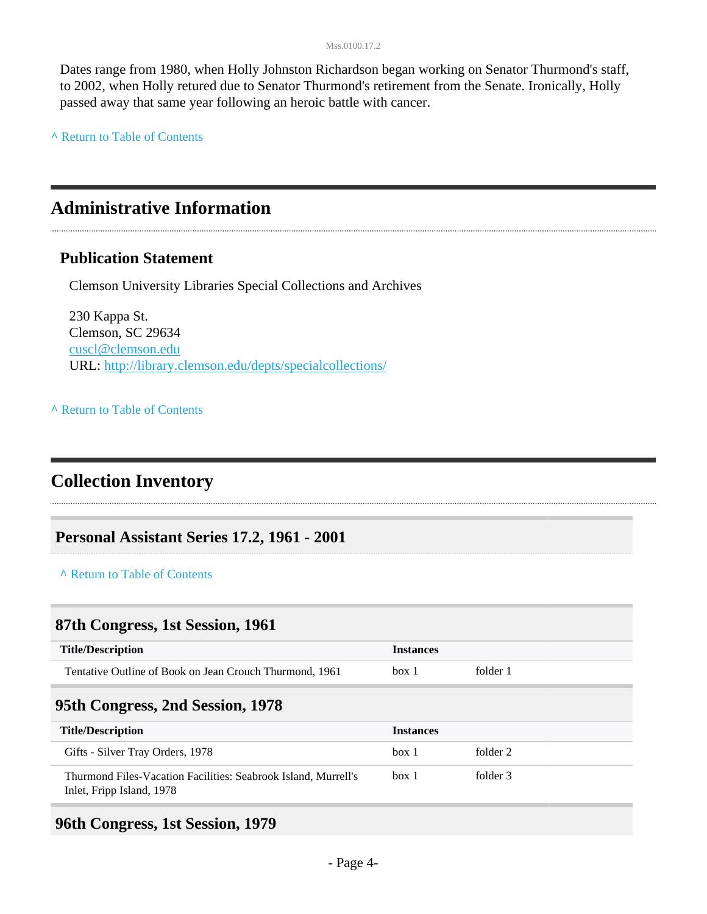Dates range from 1980, when Holly Johnston Richardson began working on Senator Thurmond's staff, to 2002, when Holly retured due to Senator Thurmond's retirement from the Senate. Ironically, Holly passed away that same year following an heroic battle with cancer.

^ Return to Table of Contents

## Administrative Information

### Publication Statement

Clemson University Libraries Special Collections and Archives

230 Kappa St.
Clemson, SC 29634
cuscl@clemson.edu
URL: http://library.clemson.edu/depts/specialcollections/

^ Return to Table of Contents

## Collection Inventory

### Personal Assistant Series 17.2, 1961 - 2001

^ Return to Table of Contents

### 87th Congress, 1st Session, 1961

| Title/Description | Instances | |
|---|---|---|
| Tentative Outline of Book on Jean Crouch Thurmond, 1961 | box 1 | folder 1 |

### 95th Congress, 2nd Session, 1978

| Title/Description | Instances | |
|---|---|---|
| Gifts - Silver Tray Orders, 1978 | box 1 | folder 2 |
| Thurmond Files-Vacation Facilities: Seabrook Island, Murrell's Inlet, Fripp Island, 1978 | box 1 | folder 3 |

### 96th Congress, 1st Session, 1979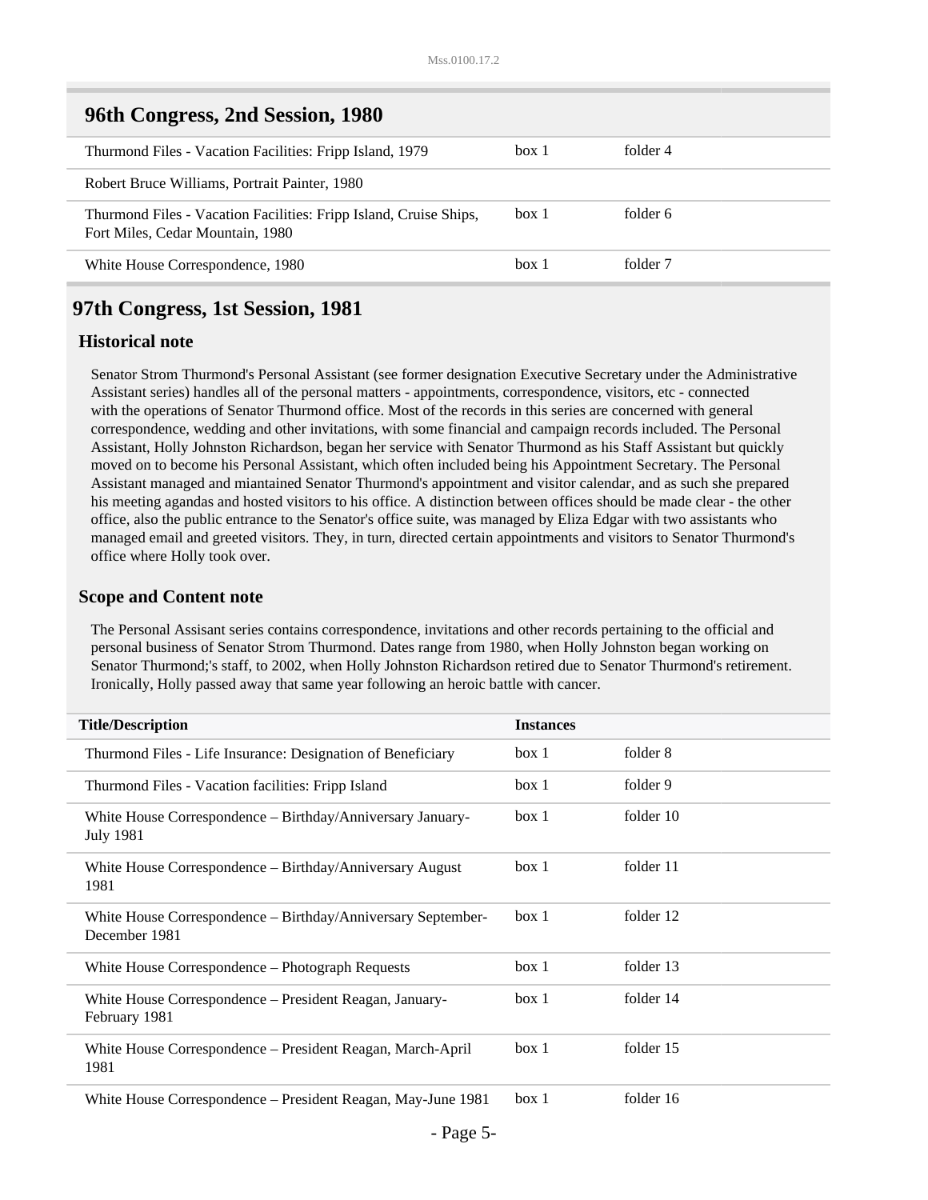## 96th Congress, 2nd Session, 1980

| | | |
|---|---|---|
| Thurmond Files - Vacation Facilities: Fripp Island, 1979 | box 1 | folder 4 |
| Robert Bruce Williams, Portrait Painter, 1980 | | |
| Thurmond Files - Vacation Facilities: Fripp Island, Cruise Ships, Fort Miles, Cedar Mountain, 1980 | box 1 | folder 6 |
| White House Correspondence, 1980 | box 1 | folder 7 |

## 97th Congress, 1st Session, 1981

### Historical note

Senator Strom Thurmond's Personal Assistant (see former designation Executive Secretary under the Administrative Assistant series) handles all of the personal matters - appointments, correspondence, visitors, etc - connected with the operations of Senator Thurmond office. Most of the records in this series are concerned with general correspondence, wedding and other invitations, with some financial and campaign records included. The Personal Assistant, Holly Johnston Richardson, began her service with Senator Thurmond as his Staff Assistant but quickly moved on to become his Personal Assistant, which often included being his Appointment Secretary. The Personal Assistant managed and miantained Senator Thurmond's appointment and visitor calendar, and as such she prepared his meeting agandas and hosted visitors to his office. A distinction between offices should be made clear - the other office, also the public entrance to the Senator's office suite, was managed by Eliza Edgar with two assistants who managed email and greeted visitors. They, in turn, directed certain appointments and visitors to Senator Thurmond's office where Holly took over.

### Scope and Content note

The Personal Assisant series contains correspondence, invitations and other records pertaining to the official and personal business of Senator Strom Thurmond. Dates range from 1980, when Holly Johnston began working on Senator Thurmond;'s staff, to 2002, when Holly Johnston Richardson retired due to Senator Thurmond's retirement. Ironically, Holly passed away that same year following an heroic battle with cancer.

| Title/Description | Instances | |
|---|---|---|
| Thurmond Files - Life Insurance: Designation of Beneficiary | box 1 | folder 8 |
| Thurmond Files - Vacation facilities: Fripp Island | box 1 | folder 9 |
| White House Correspondence – Birthday/Anniversary January-July 1981 | box 1 | folder 10 |
| White House Correspondence – Birthday/Anniversary August 1981 | box 1 | folder 11 |
| White House Correspondence – Birthday/Anniversary September-December 1981 | box 1 | folder 12 |
| White House Correspondence – Photograph Requests | box 1 | folder 13 |
| White House Correspondence – President Reagan, January-February 1981 | box 1 | folder 14 |
| White House Correspondence – President Reagan, March-April 1981 | box 1 | folder 15 |
| White House Correspondence – President Reagan, May-June 1981 | box 1 | folder 16 |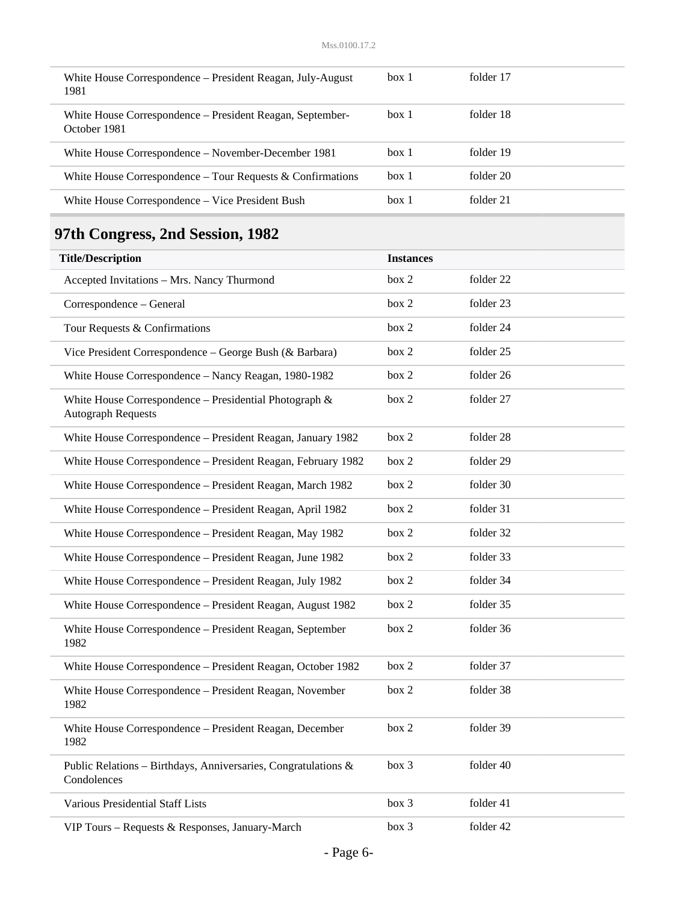| | | |
|---|---|---|
| White House Correspondence – President Reagan, July-August 1981 | box 1 | folder 17 |
| White House Correspondence – President Reagan, September-October 1981 | box 1 | folder 18 |
| White House Correspondence – November-December 1981 | box 1 | folder 19 |
| White House Correspondence – Tour Requests & Confirmations | box 1 | folder 20 |
| White House Correspondence – Vice President Bush | box 1 | folder 21 |

## 97th Congress, 2nd Session, 1982

| Title/Description | Instances | |
|---|---|---|
| Accepted Invitations – Mrs. Nancy Thurmond | box 2 | folder 22 |
| Correspondence – General | box 2 | folder 23 |
| Tour Requests & Confirmations | box 2 | folder 24 |
| Vice President Correspondence – George Bush (& Barbara) | box 2 | folder 25 |
| White House Correspondence – Nancy Reagan, 1980-1982 | box 2 | folder 26 |
| White House Correspondence – Presidential Photograph & Autograph Requests | box 2 | folder 27 |
| White House Correspondence – President Reagan, January 1982 | box 2 | folder 28 |
| White House Correspondence – President Reagan, February 1982 | box 2 | folder 29 |
| White House Correspondence – President Reagan, March 1982 | box 2 | folder 30 |
| White House Correspondence – President Reagan, April 1982 | box 2 | folder 31 |
| White House Correspondence – President Reagan, May 1982 | box 2 | folder 32 |
| White House Correspondence – President Reagan, June 1982 | box 2 | folder 33 |
| White House Correspondence – President Reagan, July 1982 | box 2 | folder 34 |
| White House Correspondence – President Reagan, August 1982 | box 2 | folder 35 |
| White House Correspondence – President Reagan, September 1982 | box 2 | folder 36 |
| White House Correspondence – President Reagan, October 1982 | box 2 | folder 37 |
| White House Correspondence – President Reagan, November 1982 | box 2 | folder 38 |
| White House Correspondence – President Reagan, December 1982 | box 2 | folder 39 |
| Public Relations – Birthdays, Anniversaries, Congratulations & Condolences | box 3 | folder 40 |
| Various Presidential Staff Lists | box 3 | folder 41 |
| VIP Tours – Requests & Responses, January-March | box 3 | folder 42 |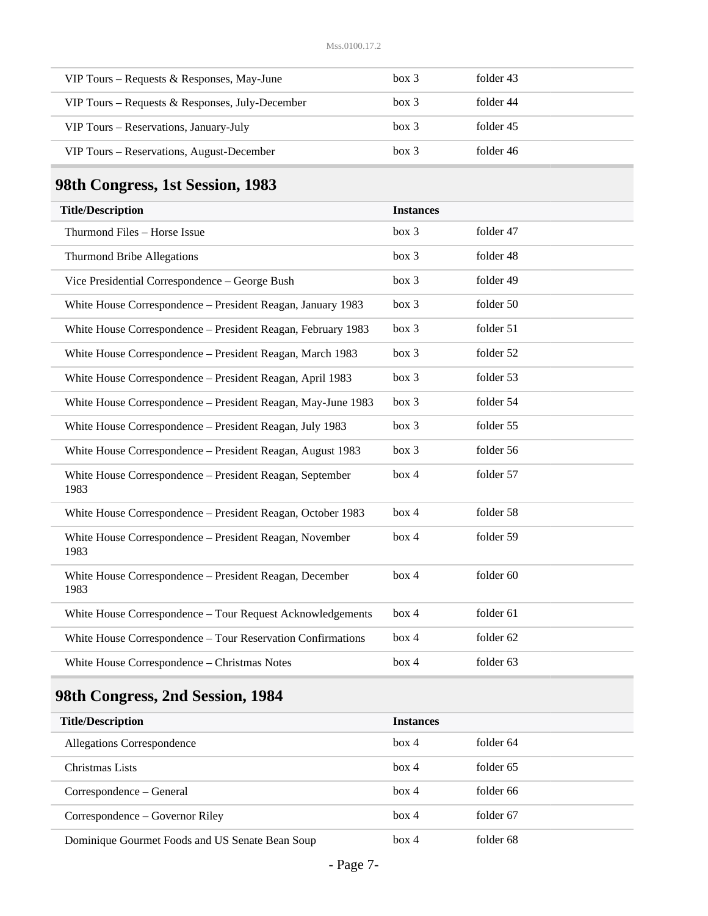| | | |
|---|---|---|
| VIP Tours – Requests & Responses, May-June | box 3 | folder 43 |
| VIP Tours – Requests & Responses, July-December | box 3 | folder 44 |
| VIP Tours – Reservations, January-July | box 3 | folder 45 |
| VIP Tours – Reservations, August-December | box 3 | folder 46 |

## 98th Congress, 1st Session, 1983

| Title/Description | Instances | |
|---|---|---|
| Thurmond Files – Horse Issue | box 3 | folder 47 |
| Thurmond Bribe Allegations | box 3 | folder 48 |
| Vice Presidential Correspondence – George Bush | box 3 | folder 49 |
| White House Correspondence – President Reagan, January 1983 | box 3 | folder 50 |
| White House Correspondence – President Reagan, February 1983 | box 3 | folder 51 |
| White House Correspondence – President Reagan, March 1983 | box 3 | folder 52 |
| White House Correspondence – President Reagan, April 1983 | box 3 | folder 53 |
| White House Correspondence – President Reagan, May-June 1983 | box 3 | folder 54 |
| White House Correspondence – President Reagan, July 1983 | box 3 | folder 55 |
| White House Correspondence – President Reagan, August 1983 | box 3 | folder 56 |
| White House Correspondence – President Reagan, September 1983 | box 4 | folder 57 |
| White House Correspondence – President Reagan, October 1983 | box 4 | folder 58 |
| White House Correspondence – President Reagan, November 1983 | box 4 | folder 59 |
| White House Correspondence – President Reagan, December 1983 | box 4 | folder 60 |
| White House Correspondence – Tour Request Acknowledgements | box 4 | folder 61 |
| White House Correspondence – Tour Reservation Confirmations | box 4 | folder 62 |
| White House Correspondence – Christmas Notes | box 4 | folder 63 |

## 98th Congress, 2nd Session, 1984

| Title/Description | Instances | |
|---|---|---|
| Allegations Correspondence | box 4 | folder 64 |
| Christmas Lists | box 4 | folder 65 |
| Correspondence – General | box 4 | folder 66 |
| Correspondence – Governor Riley | box 4 | folder 67 |
| Dominique Gourmet Foods and US Senate Bean Soup | box 4 | folder 68 |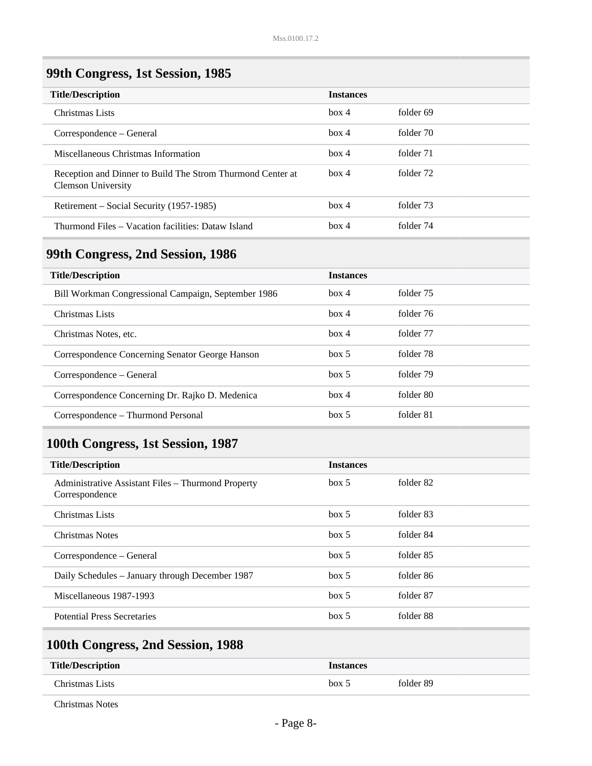## 99th Congress, 1st Session, 1985

| Title/Description | Instances | |
|---|---|---|
| Christmas Lists | box 4 | folder 69 |
| Correspondence – General | box 4 | folder 70 |
| Miscellaneous Christmas Information | box 4 | folder 71 |
| Reception and Dinner to Build The Strom Thurmond Center at Clemson University | box 4 | folder 72 |
| Retirement – Social Security (1957-1985) | box 4 | folder 73 |
| Thurmond Files – Vacation facilities: Dataw Island | box 4 | folder 74 |

## 99th Congress, 2nd Session, 1986

| Title/Description | Instances | |
|---|---|---|
| Bill Workman Congressional Campaign, September 1986 | box 4 | folder 75 |
| Christmas Lists | box 4 | folder 76 |
| Christmas Notes, etc. | box 4 | folder 77 |
| Correspondence Concerning Senator George Hanson | box 5 | folder 78 |
| Correspondence – General | box 5 | folder 79 |
| Correspondence Concerning Dr. Rajko D. Medenica | box 4 | folder 80 |
| Correspondence – Thurmond Personal | box 5 | folder 81 |

## 100th Congress, 1st Session, 1987

| Title/Description | Instances | |
|---|---|---|
| Administrative Assistant Files – Thurmond Property Correspondence | box 5 | folder 82 |
| Christmas Lists | box 5 | folder 83 |
| Christmas Notes | box 5 | folder 84 |
| Correspondence – General | box 5 | folder 85 |
| Daily Schedules – January through December 1987 | box 5 | folder 86 |
| Miscellaneous 1987-1993 | box 5 | folder 87 |
| Potential Press Secretaries | box 5 | folder 88 |

## 100th Congress, 2nd Session, 1988

| Title/Description | Instances | |
|---|---|---|
| Christmas Lists | box 5 | folder 89 |
| Christmas Notes | | |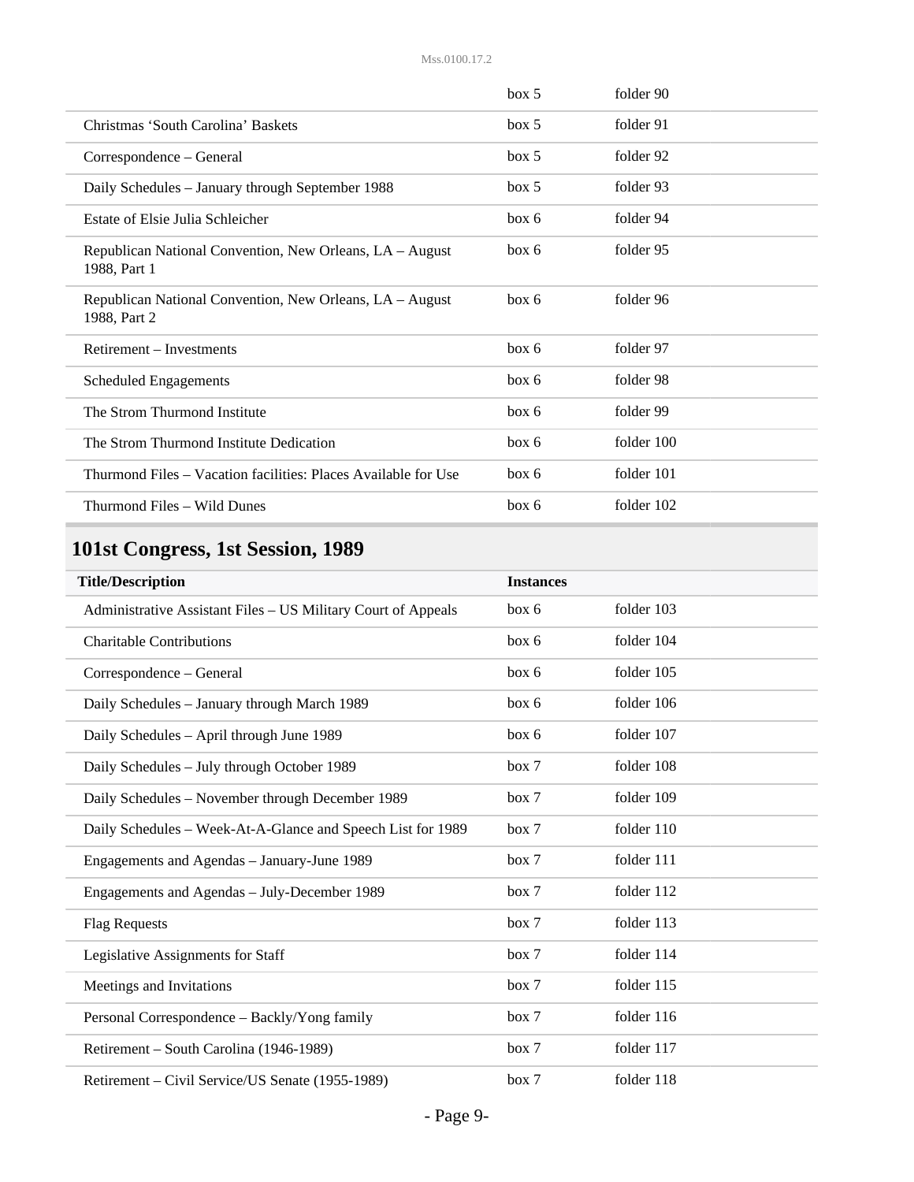| | | |
|---|---|---|
| | box 5 | folder 90 |
| Christmas 'South Carolina' Baskets | box 5 | folder 91 |
| Correspondence – General | box 5 | folder 92 |
| Daily Schedules – January through September 1988 | box 5 | folder 93 |
| Estate of Elsie Julia Schleicher | box 6 | folder 94 |
| Republican National Convention, New Orleans, LA – August 1988, Part 1 | box 6 | folder 95 |
| Republican National Convention, New Orleans, LA – August 1988, Part 2 | box 6 | folder 96 |
| Retirement – Investments | box 6 | folder 97 |
| Scheduled Engagements | box 6 | folder 98 |
| The Strom Thurmond Institute | box 6 | folder 99 |
| The Strom Thurmond Institute Dedication | box 6 | folder 100 |
| Thurmond Files – Vacation facilities: Places Available for Use | box 6 | folder 101 |
| Thurmond Files – Wild Dunes | box 6 | folder 102 |

## 101st Congress, 1st Session, 1989

| Title/Description | Instances | |
|---|---|---|
| Administrative Assistant Files – US Military Court of Appeals | box 6 | folder 103 |
| Charitable Contributions | box 6 | folder 104 |
| Correspondence – General | box 6 | folder 105 |
| Daily Schedules – January through March 1989 | box 6 | folder 106 |
| Daily Schedules – April through June 1989 | box 6 | folder 107 |
| Daily Schedules – July through October 1989 | box 7 | folder 108 |
| Daily Schedules – November through December 1989 | box 7 | folder 109 |
| Daily Schedules – Week-At-A-Glance and Speech List for 1989 | box 7 | folder 110 |
| Engagements and Agendas – January-June 1989 | box 7 | folder 111 |
| Engagements and Agendas – July-December 1989 | box 7 | folder 112 |
| Flag Requests | box 7 | folder 113 |
| Legislative Assignments for Staff | box 7 | folder 114 |
| Meetings and Invitations | box 7 | folder 115 |
| Personal Correspondence – Backly/Yong family | box 7 | folder 116 |
| Retirement – South Carolina (1946-1989) | box 7 | folder 117 |
| Retirement – Civil Service/US Senate (1955-1989) | box 7 | folder 118 |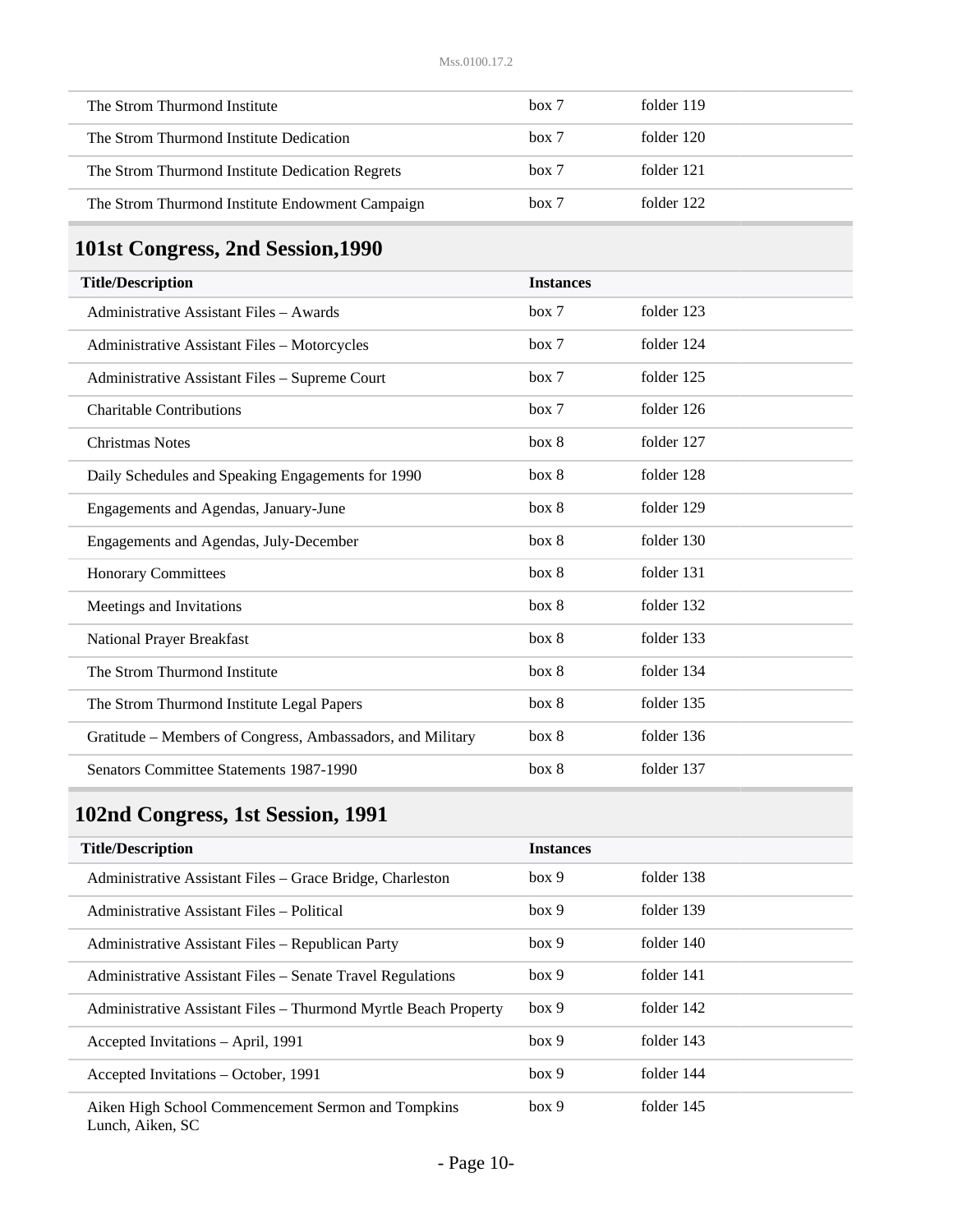| | | |
|---|---|---|
| The Strom Thurmond Institute | box 7 | folder 119 |
| The Strom Thurmond Institute Dedication | box 7 | folder 120 |
| The Strom Thurmond Institute Dedication Regrets | box 7 | folder 121 |
| The Strom Thurmond Institute Endowment Campaign | box 7 | folder 122 |

## 101st Congress, 2nd Session,1990

| Title/Description | Instances | |
|---|---|---|
| Administrative Assistant Files – Awards | box 7 | folder 123 |
| Administrative Assistant Files – Motorcycles | box 7 | folder 124 |
| Administrative Assistant Files – Supreme Court | box 7 | folder 125 |
| Charitable Contributions | box 7 | folder 126 |
| Christmas Notes | box 8 | folder 127 |
| Daily Schedules and Speaking Engagements for 1990 | box 8 | folder 128 |
| Engagements and Agendas, January-June | box 8 | folder 129 |
| Engagements and Agendas, July-December | box 8 | folder 130 |
| Honorary Committees | box 8 | folder 131 |
| Meetings and Invitations | box 8 | folder 132 |
| National Prayer Breakfast | box 8 | folder 133 |
| The Strom Thurmond Institute | box 8 | folder 134 |
| The Strom Thurmond Institute Legal Papers | box 8 | folder 135 |
| Gratitude – Members of Congress, Ambassadors, and Military | box 8 | folder 136 |
| Senators Committee Statements 1987-1990 | box 8 | folder 137 |

## 102nd Congress, 1st Session, 1991

| Title/Description | Instances | |
|---|---|---|
| Administrative Assistant Files – Grace Bridge, Charleston | box 9 | folder 138 |
| Administrative Assistant Files – Political | box 9 | folder 139 |
| Administrative Assistant Files – Republican Party | box 9 | folder 140 |
| Administrative Assistant Files – Senate Travel Regulations | box 9 | folder 141 |
| Administrative Assistant Files – Thurmond Myrtle Beach Property | box 9 | folder 142 |
| Accepted Invitations – April, 1991 | box 9 | folder 143 |
| Accepted Invitations – October, 1991 | box 9 | folder 144 |
| Aiken High School Commencement Sermon and Tompkins Lunch, Aiken, SC | box 9 | folder 145 |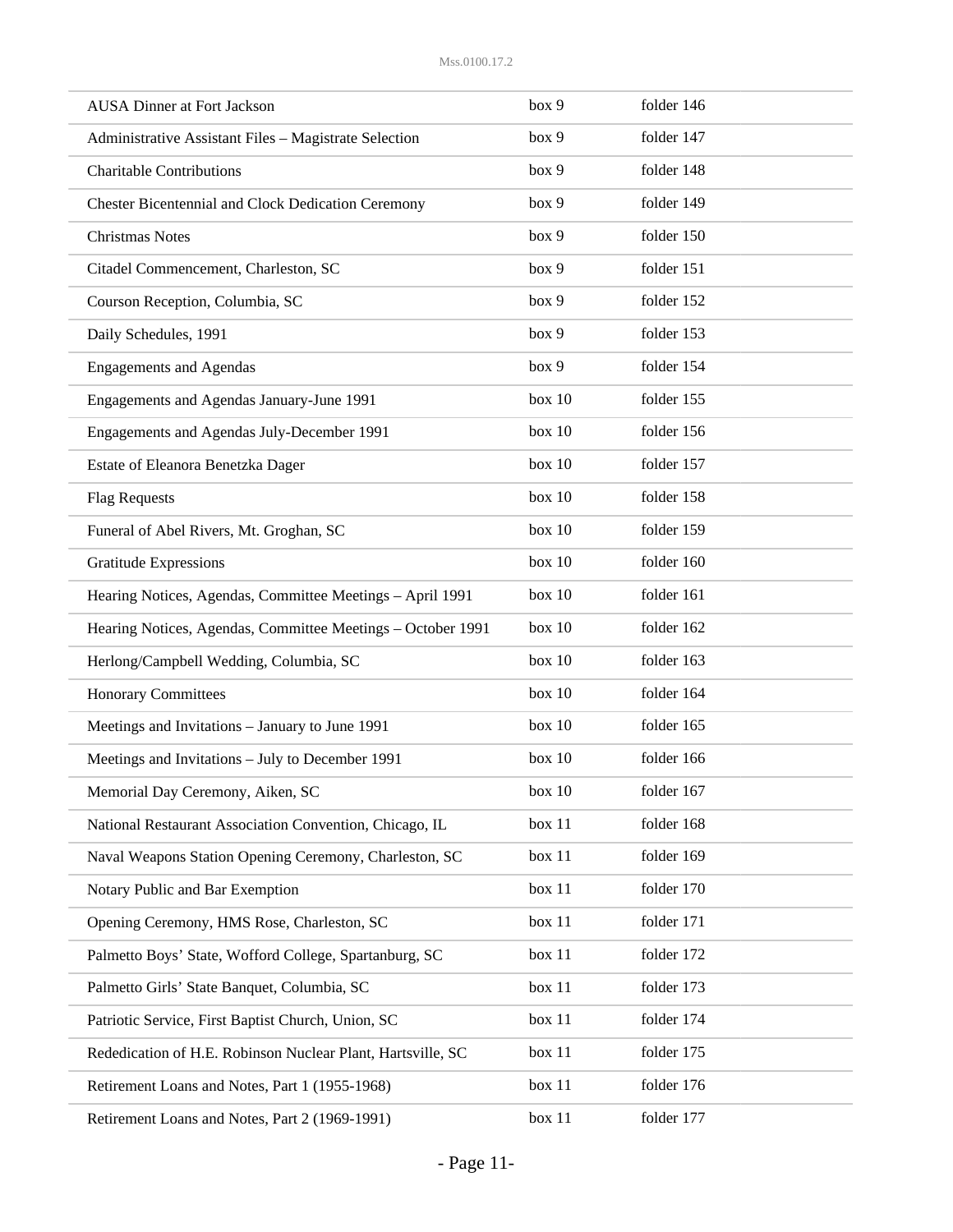| | | |
|---|---|---|
| AUSA Dinner at Fort Jackson | box 9 | folder 146 |
| Administrative Assistant Files – Magistrate Selection | box 9 | folder 147 |
| Charitable Contributions | box 9 | folder 148 |
| Chester Bicentennial and Clock Dedication Ceremony | box 9 | folder 149 |
| Christmas Notes | box 9 | folder 150 |
| Citadel Commencement, Charleston, SC | box 9 | folder 151 |
| Courson Reception, Columbia, SC | box 9 | folder 152 |
| Daily Schedules, 1991 | box 9 | folder 153 |
| Engagements and Agendas | box 9 | folder 154 |
| Engagements and Agendas January-June 1991 | box 10 | folder 155 |
| Engagements and Agendas July-December 1991 | box 10 | folder 156 |
| Estate of Eleanora Benetzka Dager | box 10 | folder 157 |
| Flag Requests | box 10 | folder 158 |
| Funeral of Abel Rivers, Mt. Groghan, SC | box 10 | folder 159 |
| Gratitude Expressions | box 10 | folder 160 |
| Hearing Notices, Agendas, Committee Meetings – April 1991 | box 10 | folder 161 |
| Hearing Notices, Agendas, Committee Meetings – October 1991 | box 10 | folder 162 |
| Herlong/Campbell Wedding, Columbia, SC | box 10 | folder 163 |
| Honorary Committees | box 10 | folder 164 |
| Meetings and Invitations – January to June 1991 | box 10 | folder 165 |
| Meetings and Invitations – July to December 1991 | box 10 | folder 166 |
| Memorial Day Ceremony, Aiken, SC | box 10 | folder 167 |
| National Restaurant Association Convention, Chicago, IL | box 11 | folder 168 |
| Naval Weapons Station Opening Ceremony, Charleston, SC | box 11 | folder 169 |
| Notary Public and Bar Exemption | box 11 | folder 170 |
| Opening Ceremony, HMS Rose, Charleston, SC | box 11 | folder 171 |
| Palmetto Boys' State, Wofford College, Spartanburg, SC | box 11 | folder 172 |
| Palmetto Girls' State Banquet, Columbia, SC | box 11 | folder 173 |
| Patriotic Service, First Baptist Church, Union, SC | box 11 | folder 174 |
| Rededication of H.E. Robinson Nuclear Plant, Hartsville, SC | box 11 | folder 175 |
| Retirement Loans and Notes, Part 1 (1955-1968) | box 11 | folder 176 |
| Retirement Loans and Notes, Part 2 (1969-1991) | box 11 | folder 177 |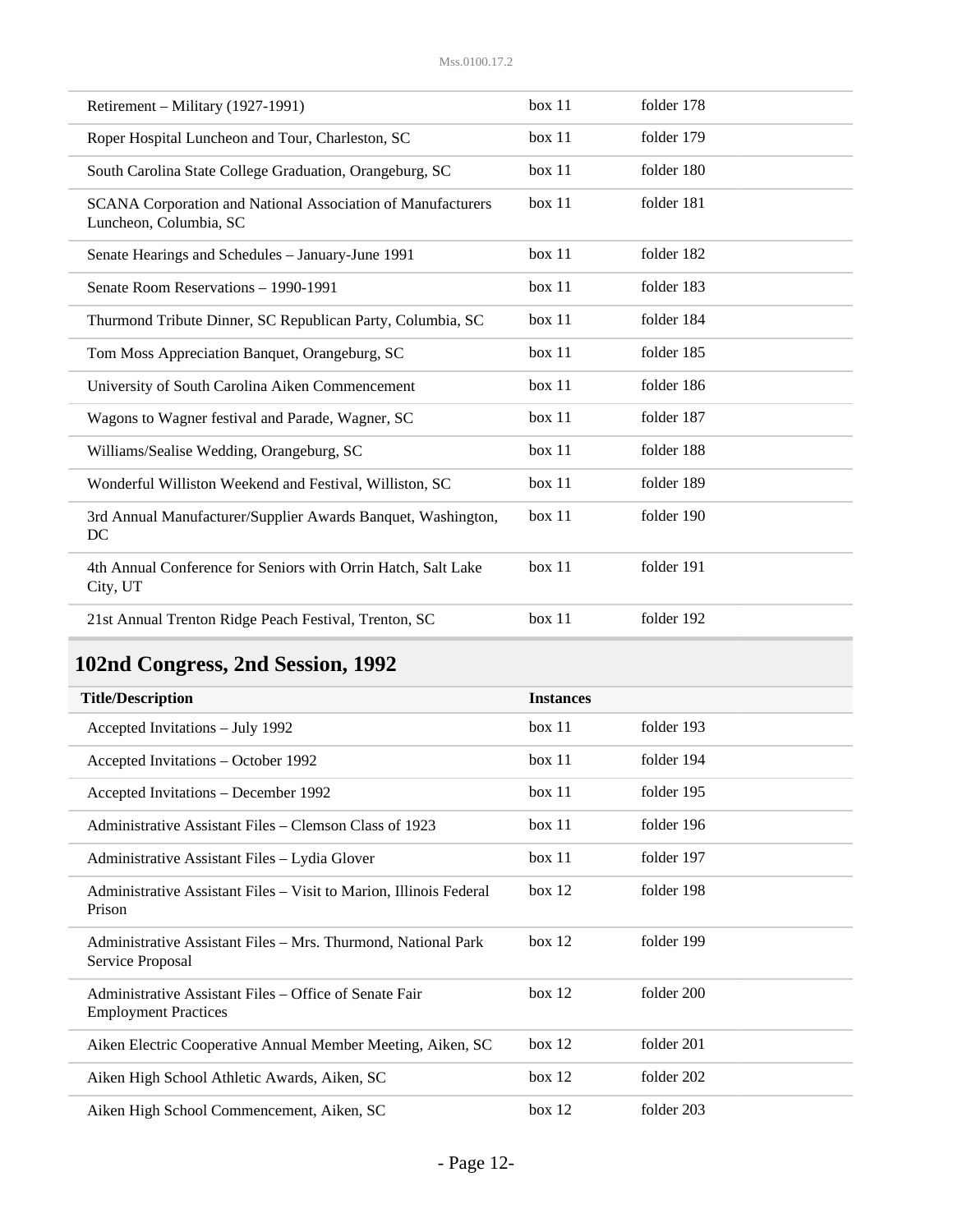| | | |
|---|---|---|
| Retirement – Military (1927-1991) | box 11 | folder 178 |
| Roper Hospital Luncheon and Tour, Charleston, SC | box 11 | folder 179 |
| South Carolina State College Graduation, Orangeburg, SC | box 11 | folder 180 |
| SCANA Corporation and National Association of Manufacturers Luncheon, Columbia, SC | box 11 | folder 181 |
| Senate Hearings and Schedules – January-June 1991 | box 11 | folder 182 |
| Senate Room Reservations – 1990-1991 | box 11 | folder 183 |
| Thurmond Tribute Dinner, SC Republican Party, Columbia, SC | box 11 | folder 184 |
| Tom Moss Appreciation Banquet, Orangeburg, SC | box 11 | folder 185 |
| University of South Carolina Aiken Commencement | box 11 | folder 186 |
| Wagons to Wagner festival and Parade, Wagner, SC | box 11 | folder 187 |
| Williams/Sealise Wedding, Orangeburg, SC | box 11 | folder 188 |
| Wonderful Williston Weekend and Festival, Williston, SC | box 11 | folder 189 |
| 3rd Annual Manufacturer/Supplier Awards Banquet, Washington, DC | box 11 | folder 190 |
| 4th Annual Conference for Seniors with Orrin Hatch, Salt Lake City, UT | box 11 | folder 191 |
| 21st Annual Trenton Ridge Peach Festival, Trenton, SC | box 11 | folder 192 |

## 102nd Congress, 2nd Session, 1992

| Title/Description | Instances | |
|---|---|---|
| Accepted Invitations – July 1992 | box 11 | folder 193 |
| Accepted Invitations – October 1992 | box 11 | folder 194 |
| Accepted Invitations – December 1992 | box 11 | folder 195 |
| Administrative Assistant Files – Clemson Class of 1923 | box 11 | folder 196 |
| Administrative Assistant Files – Lydia Glover | box 11 | folder 197 |
| Administrative Assistant Files – Visit to Marion, Illinois Federal Prison | box 12 | folder 198 |
| Administrative Assistant Files – Mrs. Thurmond, National Park Service Proposal | box 12 | folder 199 |
| Administrative Assistant Files – Office of Senate Fair Employment Practices | box 12 | folder 200 |
| Aiken Electric Cooperative Annual Member Meeting, Aiken, SC | box 12 | folder 201 |
| Aiken High School Athletic Awards, Aiken, SC | box 12 | folder 202 |
| Aiken High School Commencement, Aiken, SC | box 12 | folder 203 |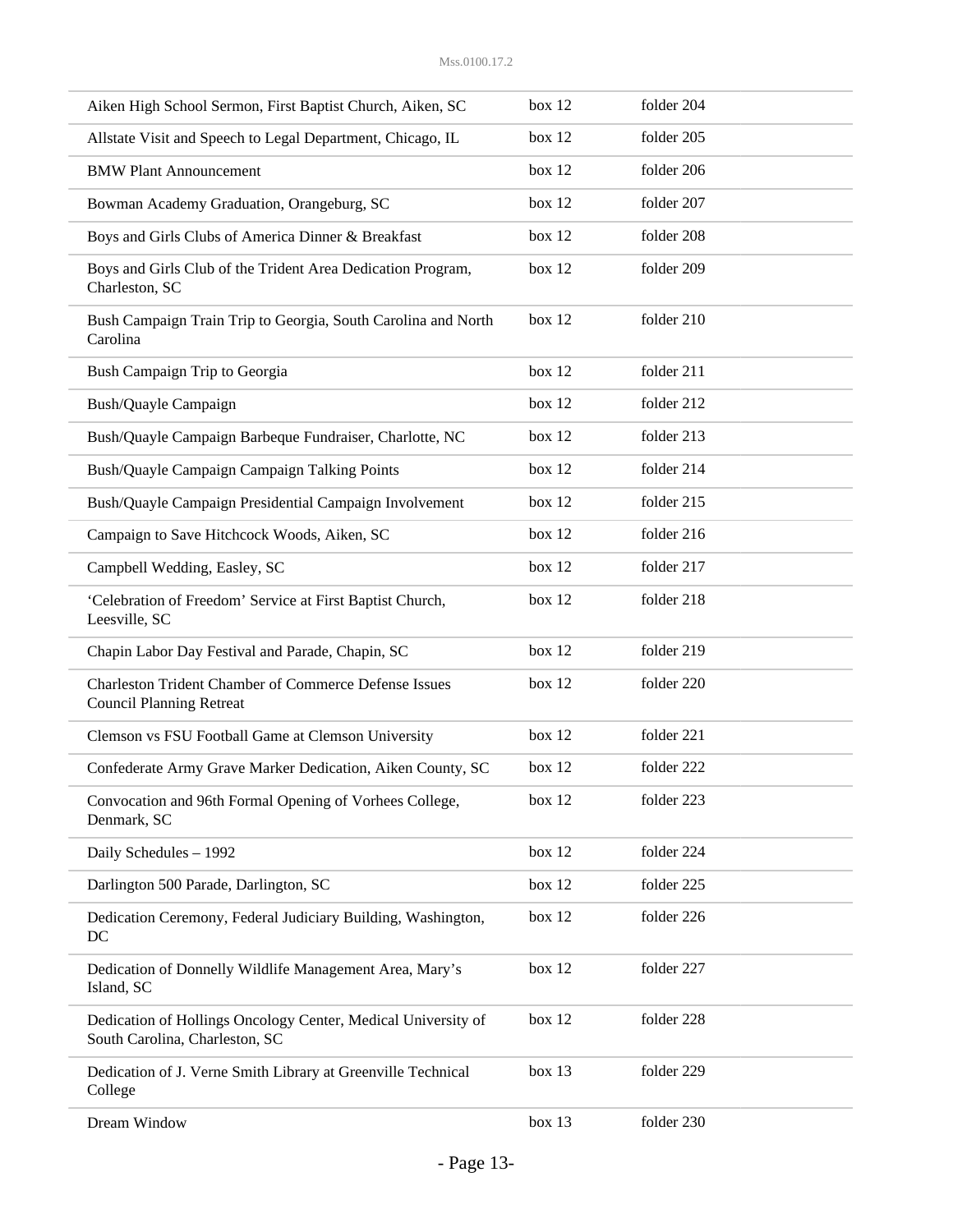| | | |
|---|---|---|
| Aiken High School Sermon, First Baptist Church, Aiken, SC | box 12 | folder 204 |
| Allstate Visit and Speech to Legal Department, Chicago, IL | box 12 | folder 205 |
| BMW Plant Announcement | box 12 | folder 206 |
| Bowman Academy Graduation, Orangeburg, SC | box 12 | folder 207 |
| Boys and Girls Clubs of America Dinner & Breakfast | box 12 | folder 208 |
| Boys and Girls Club of the Trident Area Dedication Program, Charleston, SC | box 12 | folder 209 |
| Bush Campaign Train Trip to Georgia, South Carolina and North Carolina | box 12 | folder 210 |
| Bush Campaign Trip to Georgia | box 12 | folder 211 |
| Bush/Quayle Campaign | box 12 | folder 212 |
| Bush/Quayle Campaign Barbeque Fundraiser, Charlotte, NC | box 12 | folder 213 |
| Bush/Quayle Campaign Campaign Talking Points | box 12 | folder 214 |
| Bush/Quayle Campaign Presidential Campaign Involvement | box 12 | folder 215 |
| Campaign to Save Hitchcock Woods, Aiken, SC | box 12 | folder 216 |
| Campbell Wedding, Easley, SC | box 12 | folder 217 |
| 'Celebration of Freedom' Service at First Baptist Church, Leesville, SC | box 12 | folder 218 |
| Chapin Labor Day Festival and Parade, Chapin, SC | box 12 | folder 219 |
| Charleston Trident Chamber of Commerce Defense Issues Council Planning Retreat | box 12 | folder 220 |
| Clemson vs FSU Football Game at Clemson University | box 12 | folder 221 |
| Confederate Army Grave Marker Dedication, Aiken County, SC | box 12 | folder 222 |
| Convocation and 96th Formal Opening of Vorhees College, Denmark, SC | box 12 | folder 223 |
| Daily Schedules – 1992 | box 12 | folder 224 |
| Darlington 500 Parade, Darlington, SC | box 12 | folder 225 |
| Dedication Ceremony, Federal Judiciary Building, Washington, DC | box 12 | folder 226 |
| Dedication of Donnelly Wildlife Management Area, Mary's Island, SC | box 12 | folder 227 |
| Dedication of Hollings Oncology Center, Medical University of South Carolina, Charleston, SC | box 12 | folder 228 |
| Dedication of J. Verne Smith Library at Greenville Technical College | box 13 | folder 229 |
| Dream Window | box 13 | folder 230 |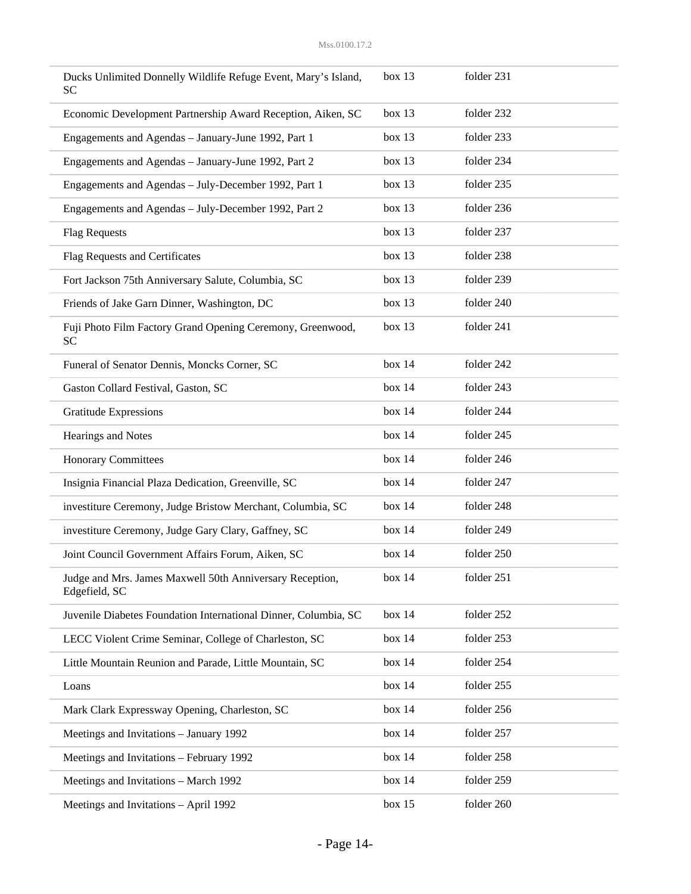| | | |
|---|---|---|
| Ducks Unlimited Donnelly Wildlife Refuge Event, Mary's Island, SC | box 13 | folder 231 |
| Economic Development Partnership Award Reception, Aiken, SC | box 13 | folder 232 |
| Engagements and Agendas – January-June 1992, Part 1 | box 13 | folder 233 |
| Engagements and Agendas – January-June 1992, Part 2 | box 13 | folder 234 |
| Engagements and Agendas – July-December 1992, Part 1 | box 13 | folder 235 |
| Engagements and Agendas – July-December 1992, Part 2 | box 13 | folder 236 |
| Flag Requests | box 13 | folder 237 |
| Flag Requests and Certificates | box 13 | folder 238 |
| Fort Jackson 75th Anniversary Salute, Columbia, SC | box 13 | folder 239 |
| Friends of Jake Garn Dinner, Washington, DC | box 13 | folder 240 |
| Fuji Photo Film Factory Grand Opening Ceremony, Greenwood, SC | box 13 | folder 241 |
| Funeral of Senator Dennis, Moncks Corner, SC | box 14 | folder 242 |
| Gaston Collard Festival, Gaston, SC | box 14 | folder 243 |
| Gratitude Expressions | box 14 | folder 244 |
| Hearings and Notes | box 14 | folder 245 |
| Honorary Committees | box 14 | folder 246 |
| Insignia Financial Plaza Dedication, Greenville, SC | box 14 | folder 247 |
| investiture Ceremony, Judge Bristow Merchant, Columbia, SC | box 14 | folder 248 |
| investiture Ceremony, Judge Gary Clary, Gaffney, SC | box 14 | folder 249 |
| Joint Council Government Affairs Forum, Aiken, SC | box 14 | folder 250 |
| Judge and Mrs. James Maxwell 50th Anniversary Reception, Edgefield, SC | box 14 | folder 251 |
| Juvenile Diabetes Foundation International Dinner, Columbia, SC | box 14 | folder 252 |
| LECC Violent Crime Seminar, College of Charleston, SC | box 14 | folder 253 |
| Little Mountain Reunion and Parade, Little Mountain, SC | box 14 | folder 254 |
| Loans | box 14 | folder 255 |
| Mark Clark Expressway Opening, Charleston, SC | box 14 | folder 256 |
| Meetings and Invitations – January 1992 | box 14 | folder 257 |
| Meetings and Invitations – February 1992 | box 14 | folder 258 |
| Meetings and Invitations – March 1992 | box 14 | folder 259 |
| Meetings and Invitations – April 1992 | box 15 | folder 260 |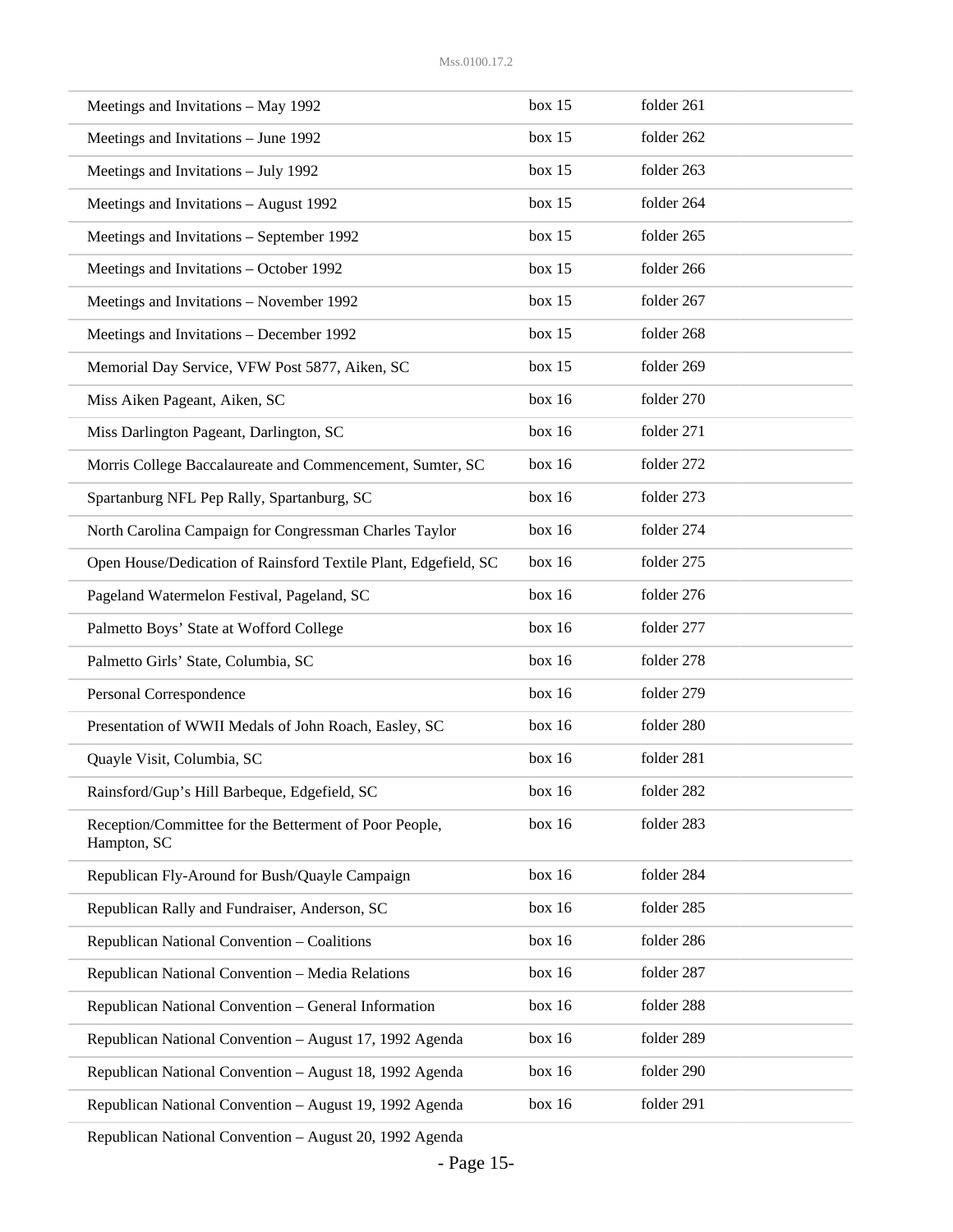| | | |
|---|---|---|
| Meetings and Invitations – May 1992 | box 15 | folder 261 |
| Meetings and Invitations – June 1992 | box 15 | folder 262 |
| Meetings and Invitations – July 1992 | box 15 | folder 263 |
| Meetings and Invitations – August 1992 | box 15 | folder 264 |
| Meetings and Invitations – September 1992 | box 15 | folder 265 |
| Meetings and Invitations – October 1992 | box 15 | folder 266 |
| Meetings and Invitations – November 1992 | box 15 | folder 267 |
| Meetings and Invitations – December 1992 | box 15 | folder 268 |
| Memorial Day Service, VFW Post 5877, Aiken, SC | box 15 | folder 269 |
| Miss Aiken Pageant, Aiken, SC | box 16 | folder 270 |
| Miss Darlington Pageant, Darlington, SC | box 16 | folder 271 |
| Morris College Baccalaureate and Commencement, Sumter, SC | box 16 | folder 272 |
| Spartanburg NFL Pep Rally, Spartanburg, SC | box 16 | folder 273 |
| North Carolina Campaign for Congressman Charles Taylor | box 16 | folder 274 |
| Open House/Dedication of Rainsford Textile Plant, Edgefield, SC | box 16 | folder 275 |
| Pageland Watermelon Festival, Pageland, SC | box 16 | folder 276 |
| Palmetto Boys' State at Wofford College | box 16 | folder 277 |
| Palmetto Girls' State, Columbia, SC | box 16 | folder 278 |
| Personal Correspondence | box 16 | folder 279 |
| Presentation of WWII Medals of John Roach, Easley, SC | box 16 | folder 280 |
| Quayle Visit, Columbia, SC | box 16 | folder 281 |
| Rainsford/Gup's Hill Barbeque, Edgefield, SC | box 16 | folder 282 |
| Reception/Committee for the Betterment of Poor People, Hampton, SC | box 16 | folder 283 |
| Republican Fly-Around for Bush/Quayle Campaign | box 16 | folder 284 |
| Republican Rally and Fundraiser, Anderson, SC | box 16 | folder 285 |
| Republican National Convention – Coalitions | box 16 | folder 286 |
| Republican National Convention – Media Relations | box 16 | folder 287 |
| Republican National Convention – General Information | box 16 | folder 288 |
| Republican National Convention – August 17, 1992 Agenda | box 16 | folder 289 |
| Republican National Convention – August 18, 1992 Agenda | box 16 | folder 290 |
| Republican National Convention – August 19, 1992 Agenda | box 16 | folder 291 |
| Republican National Convention – August 20, 1992 Agenda | | |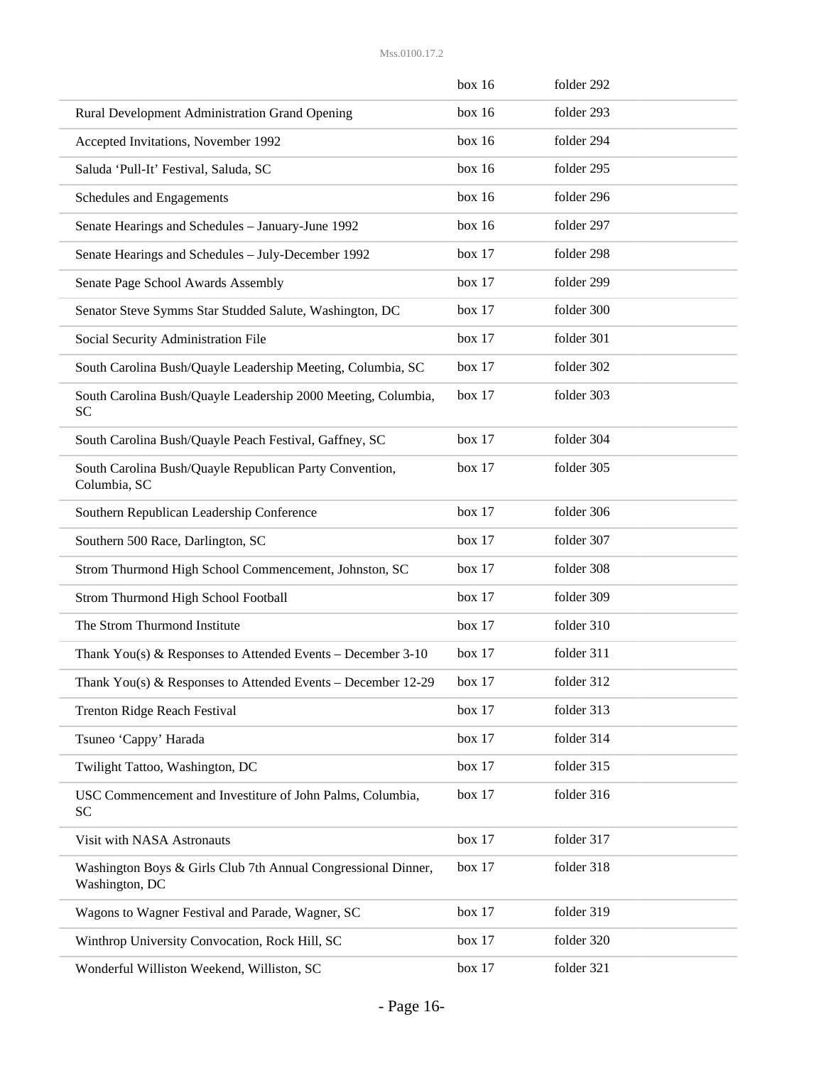| | | |
|---|---|---|
| | box 16 | folder 292 |
| Rural Development Administration Grand Opening | box 16 | folder 293 |
| Accepted Invitations, November 1992 | box 16 | folder 294 |
| Saluda 'Pull-It' Festival, Saluda, SC | box 16 | folder 295 |
| Schedules and Engagements | box 16 | folder 296 |
| Senate Hearings and Schedules – January-June 1992 | box 16 | folder 297 |
| Senate Hearings and Schedules – July-December 1992 | box 17 | folder 298 |
| Senate Page School Awards Assembly | box 17 | folder 299 |
| Senator Steve Symms Star Studded Salute, Washington, DC | box 17 | folder 300 |
| Social Security Administration File | box 17 | folder 301 |
| South Carolina Bush/Quayle Leadership Meeting, Columbia, SC | box 17 | folder 302 |
| South Carolina Bush/Quayle Leadership 2000 Meeting, Columbia, SC | box 17 | folder 303 |
| South Carolina Bush/Quayle Peach Festival, Gaffney, SC | box 17 | folder 304 |
| South Carolina Bush/Quayle Republican Party Convention, Columbia, SC | box 17 | folder 305 |
| Southern Republican Leadership Conference | box 17 | folder 306 |
| Southern 500 Race, Darlington, SC | box 17 | folder 307 |
| Strom Thurmond High School Commencement, Johnston, SC | box 17 | folder 308 |
| Strom Thurmond High School Football | box 17 | folder 309 |
| The Strom Thurmond Institute | box 17 | folder 310 |
| Thank You(s) & Responses to Attended Events – December 3-10 | box 17 | folder 311 |
| Thank You(s) & Responses to Attended Events – December 12-29 | box 17 | folder 312 |
| Trenton Ridge Reach Festival | box 17 | folder 313 |
| Tsuneo 'Cappy' Harada | box 17 | folder 314 |
| Twilight Tattoo, Washington, DC | box 17 | folder 315 |
| USC Commencement and Investiture of John Palms, Columbia, SC | box 17 | folder 316 |
| Visit with NASA Astronauts | box 17 | folder 317 |
| Washington Boys & Girls Club 7th Annual Congressional Dinner, Washington, DC | box 17 | folder 318 |
| Wagons to Wagner Festival and Parade, Wagner, SC | box 17 | folder 319 |
| Winthrop University Convocation, Rock Hill, SC | box 17 | folder 320 |
| Wonderful Williston Weekend, Williston, SC | box 17 | folder 321 |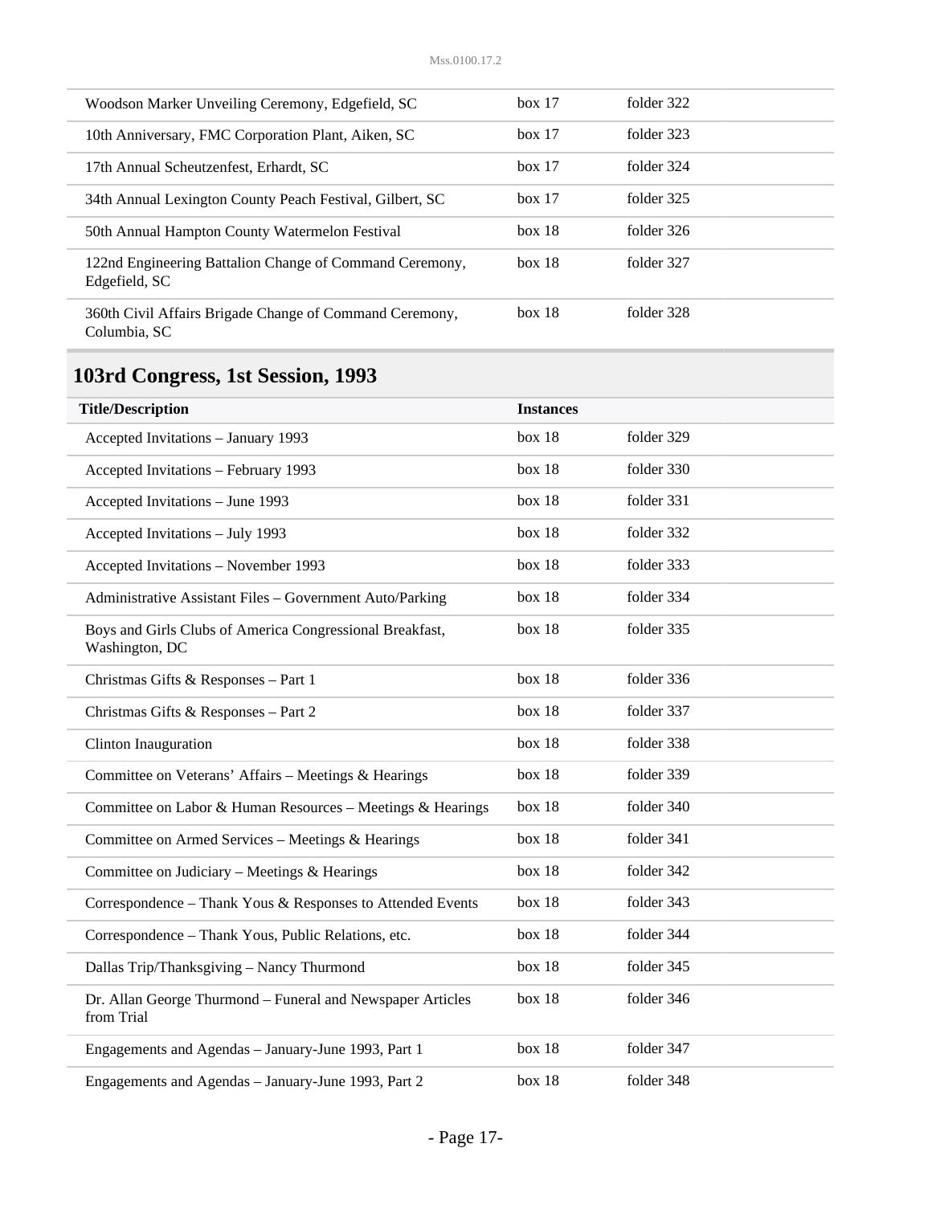| | | |
|---|---|---|
| Woodson Marker Unveiling Ceremony, Edgefield, SC | box 17 | folder 322 |
| 10th Anniversary, FMC Corporation Plant, Aiken, SC | box 17 | folder 323 |
| 17th Annual Scheutzenfest, Erhardt, SC | box 17 | folder 324 |
| 34th Annual Lexington County Peach Festival, Gilbert, SC | box 17 | folder 325 |
| 50th Annual Hampton County Watermelon Festival | box 18 | folder 326 |
| 122nd Engineering Battalion Change of Command Ceremony, Edgefield, SC | box 18 | folder 327 |
| 360th Civil Affairs Brigade Change of Command Ceremony, Columbia, SC | box 18 | folder 328 |

## 103rd Congress, 1st Session, 1993

| Title/Description | Instances | |
|---|---|---|
| Accepted Invitations – January 1993 | box 18 | folder 329 |
| Accepted Invitations – February 1993 | box 18 | folder 330 |
| Accepted Invitations – June 1993 | box 18 | folder 331 |
| Accepted Invitations – July 1993 | box 18 | folder 332 |
| Accepted Invitations – November 1993 | box 18 | folder 333 |
| Administrative Assistant Files – Government Auto/Parking | box 18 | folder 334 |
| Boys and Girls Clubs of America Congressional Breakfast, Washington, DC | box 18 | folder 335 |
| Christmas Gifts & Responses – Part 1 | box 18 | folder 336 |
| Christmas Gifts & Responses – Part 2 | box 18 | folder 337 |
| Clinton Inauguration | box 18 | folder 338 |
| Committee on Veterans' Affairs – Meetings & Hearings | box 18 | folder 339 |
| Committee on Labor & Human Resources – Meetings & Hearings | box 18 | folder 340 |
| Committee on Armed Services – Meetings & Hearings | box 18 | folder 341 |
| Committee on Judiciary – Meetings & Hearings | box 18 | folder 342 |
| Correspondence – Thank Yous & Responses to Attended Events | box 18 | folder 343 |
| Correspondence – Thank Yous, Public Relations, etc. | box 18 | folder 344 |
| Dallas Trip/Thanksgiving – Nancy Thurmond | box 18 | folder 345 |
| Dr. Allan George Thurmond – Funeral and Newspaper Articles from Trial | box 18 | folder 346 |
| Engagements and Agendas – January-June 1993, Part 1 | box 18 | folder 347 |
| Engagements and Agendas – January-June 1993, Part 2 | box 18 | folder 348 |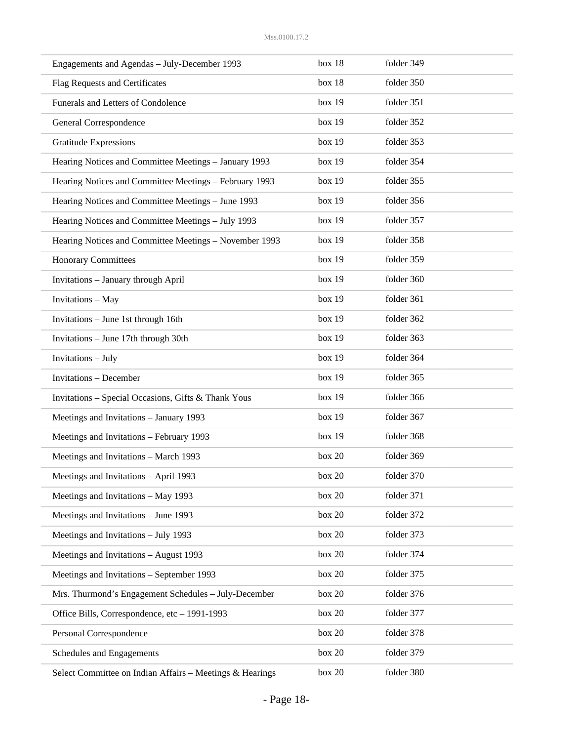| | | |
|---|---|---|
| Engagements and Agendas – July-December 1993 | box 18 | folder 349 |
| Flag Requests and Certificates | box 18 | folder 350 |
| Funerals and Letters of Condolence | box 19 | folder 351 |
| General Correspondence | box 19 | folder 352 |
| Gratitude Expressions | box 19 | folder 353 |
| Hearing Notices and Committee Meetings – January 1993 | box 19 | folder 354 |
| Hearing Notices and Committee Meetings – February 1993 | box 19 | folder 355 |
| Hearing Notices and Committee Meetings – June 1993 | box 19 | folder 356 |
| Hearing Notices and Committee Meetings – July 1993 | box 19 | folder 357 |
| Hearing Notices and Committee Meetings – November 1993 | box 19 | folder 358 |
| Honorary Committees | box 19 | folder 359 |
| Invitations – January through April | box 19 | folder 360 |
| Invitations – May | box 19 | folder 361 |
| Invitations – June 1st through 16th | box 19 | folder 362 |
| Invitations – June 17th through 30th | box 19 | folder 363 |
| Invitations – July | box 19 | folder 364 |
| Invitations – December | box 19 | folder 365 |
| Invitations – Special Occasions, Gifts & Thank Yous | box 19 | folder 366 |
| Meetings and Invitations – January 1993 | box 19 | folder 367 |
| Meetings and Invitations – February 1993 | box 19 | folder 368 |
| Meetings and Invitations – March 1993 | box 20 | folder 369 |
| Meetings and Invitations – April 1993 | box 20 | folder 370 |
| Meetings and Invitations – May 1993 | box 20 | folder 371 |
| Meetings and Invitations – June 1993 | box 20 | folder 372 |
| Meetings and Invitations – July 1993 | box 20 | folder 373 |
| Meetings and Invitations – August 1993 | box 20 | folder 374 |
| Meetings and Invitations – September 1993 | box 20 | folder 375 |
| Mrs. Thurmond's Engagement Schedules – July-December | box 20 | folder 376 |
| Office Bills, Correspondence, etc – 1991-1993 | box 20 | folder 377 |
| Personal Correspondence | box 20 | folder 378 |
| Schedules and Engagements | box 20 | folder 379 |
| Select Committee on Indian Affairs – Meetings & Hearings | box 20 | folder 380 |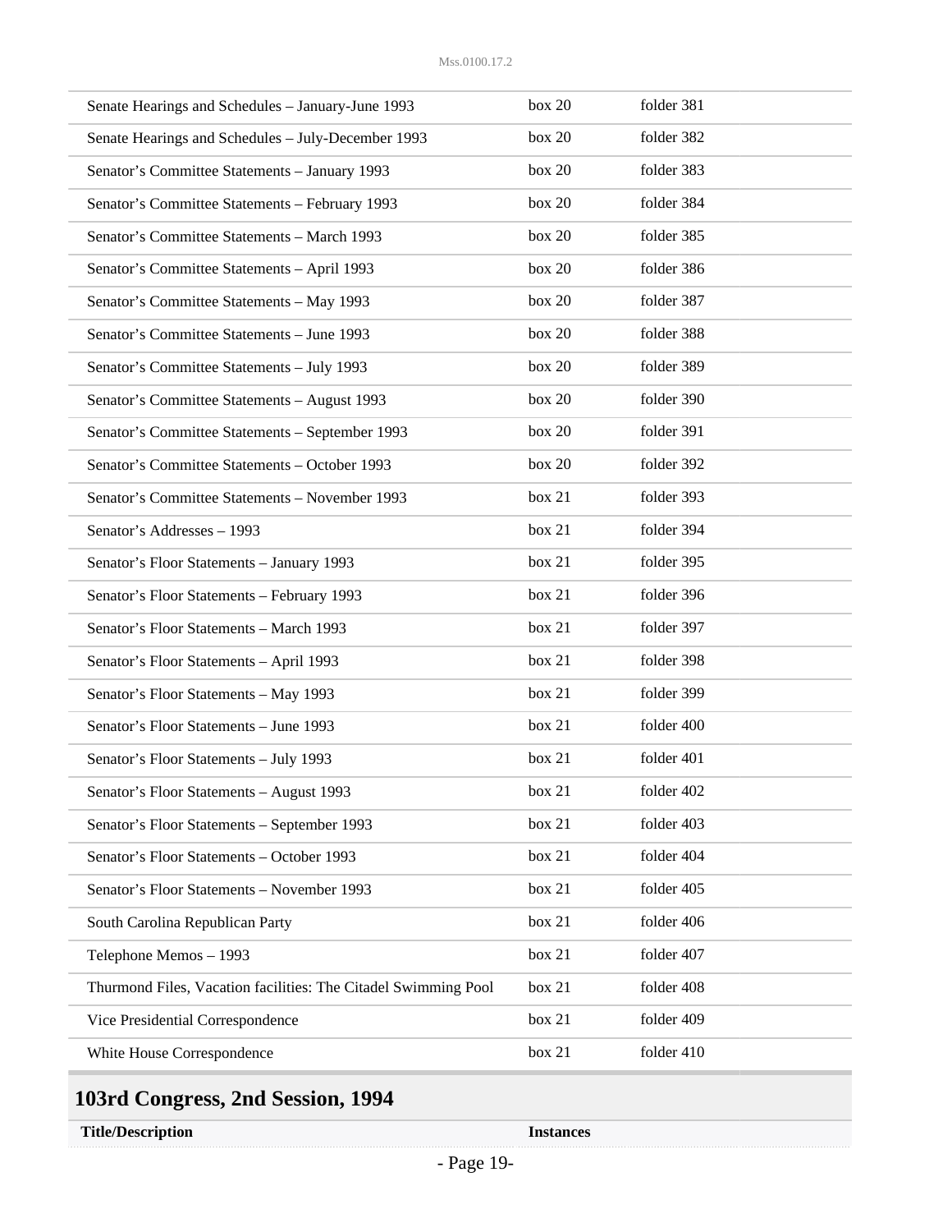| | | |
|---|---|---|
| Senate Hearings and Schedules – January-June 1993 | box 20 | folder 381 |
| Senate Hearings and Schedules – July-December 1993 | box 20 | folder 382 |
| Senator’s Committee Statements – January 1993 | box 20 | folder 383 |
| Senator’s Committee Statements – February 1993 | box 20 | folder 384 |
| Senator’s Committee Statements – March 1993 | box 20 | folder 385 |
| Senator’s Committee Statements – April 1993 | box 20 | folder 386 |
| Senator’s Committee Statements – May 1993 | box 20 | folder 387 |
| Senator’s Committee Statements – June 1993 | box 20 | folder 388 |
| Senator’s Committee Statements – July 1993 | box 20 | folder 389 |
| Senator’s Committee Statements – August 1993 | box 20 | folder 390 |
| Senator’s Committee Statements – September 1993 | box 20 | folder 391 |
| Senator’s Committee Statements – October 1993 | box 20 | folder 392 |
| Senator’s Committee Statements – November 1993 | box 21 | folder 393 |
| Senator’s Addresses – 1993 | box 21 | folder 394 |
| Senator’s Floor Statements – January 1993 | box 21 | folder 395 |
| Senator’s Floor Statements – February 1993 | box 21 | folder 396 |
| Senator’s Floor Statements – March 1993 | box 21 | folder 397 |
| Senator’s Floor Statements – April 1993 | box 21 | folder 398 |
| Senator’s Floor Statements – May 1993 | box 21 | folder 399 |
| Senator’s Floor Statements – June 1993 | box 21 | folder 400 |
| Senator’s Floor Statements – July 1993 | box 21 | folder 401 |
| Senator’s Floor Statements – August 1993 | box 21 | folder 402 |
| Senator’s Floor Statements – September 1993 | box 21 | folder 403 |
| Senator’s Floor Statements – October 1993 | box 21 | folder 404 |
| Senator’s Floor Statements – November 1993 | box 21 | folder 405 |
| South Carolina Republican Party | box 21 | folder 406 |
| Telephone Memos – 1993 | box 21 | folder 407 |
| Thurmond Files, Vacation facilities: The Citadel Swimming Pool | box 21 | folder 408 |
| Vice Presidential Correspondence | box 21 | folder 409 |
| White House Correspondence | box 21 | folder 410 |

## 103rd Congress, 2nd Session, 1994

| Title/Description | Instances |
|---|---|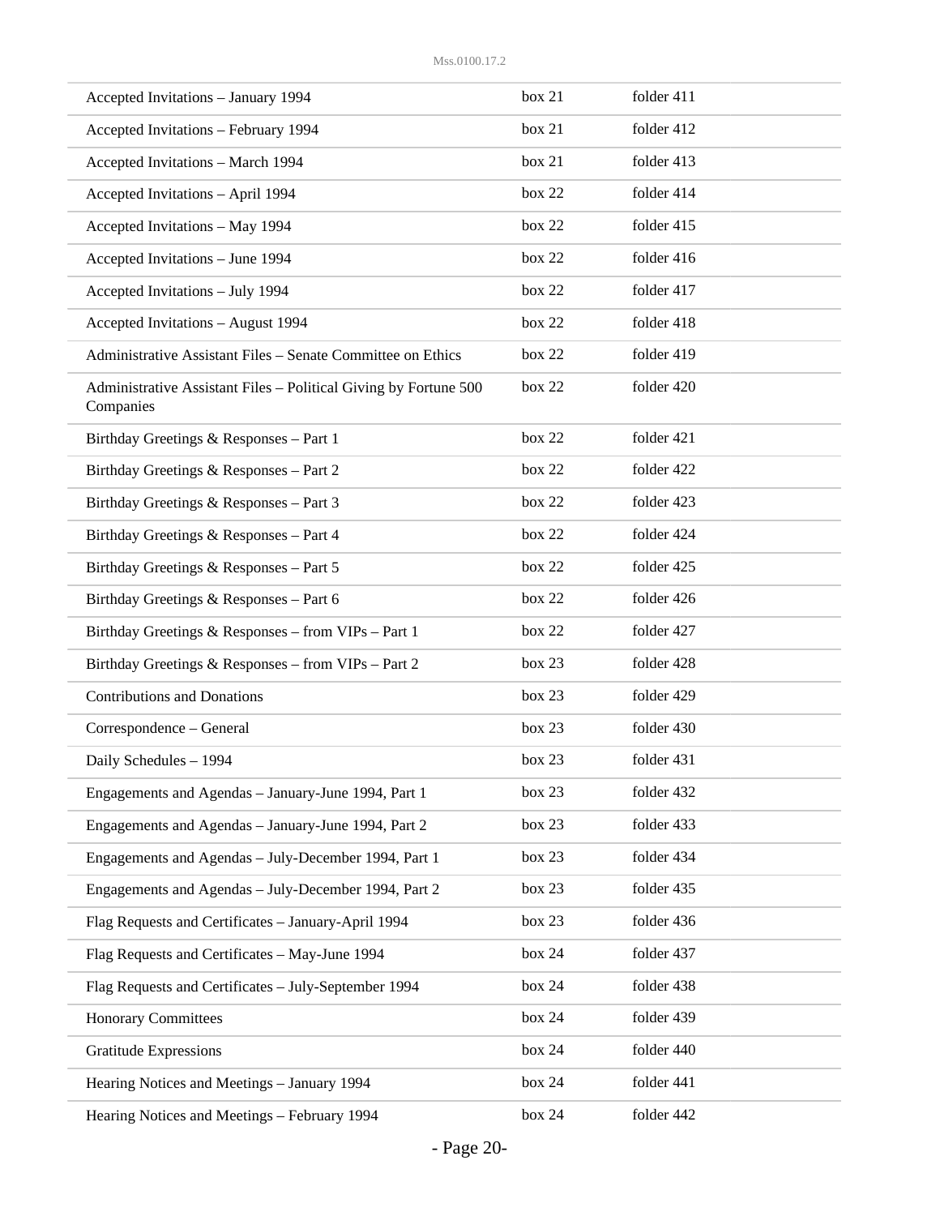| | | |
|---|---|---|
| Accepted Invitations – January 1994 | box 21 | folder 411 |
| Accepted Invitations – February 1994 | box 21 | folder 412 |
| Accepted Invitations – March 1994 | box 21 | folder 413 |
| Accepted Invitations – April 1994 | box 22 | folder 414 |
| Accepted Invitations – May 1994 | box 22 | folder 415 |
| Accepted Invitations – June 1994 | box 22 | folder 416 |
| Accepted Invitations – July 1994 | box 22 | folder 417 |
| Accepted Invitations – August 1994 | box 22 | folder 418 |
| Administrative Assistant Files – Senate Committee on Ethics | box 22 | folder 419 |
| Administrative Assistant Files – Political Giving by Fortune 500 Companies | box 22 | folder 420 |
| Birthday Greetings & Responses – Part 1 | box 22 | folder 421 |
| Birthday Greetings & Responses – Part 2 | box 22 | folder 422 |
| Birthday Greetings & Responses – Part 3 | box 22 | folder 423 |
| Birthday Greetings & Responses – Part 4 | box 22 | folder 424 |
| Birthday Greetings & Responses – Part 5 | box 22 | folder 425 |
| Birthday Greetings & Responses – Part 6 | box 22 | folder 426 |
| Birthday Greetings & Responses – from VIPs – Part 1 | box 22 | folder 427 |
| Birthday Greetings & Responses – from VIPs – Part 2 | box 23 | folder 428 |
| Contributions and Donations | box 23 | folder 429 |
| Correspondence – General | box 23 | folder 430 |
| Daily Schedules – 1994 | box 23 | folder 431 |
| Engagements and Agendas – January-June 1994, Part 1 | box 23 | folder 432 |
| Engagements and Agendas – January-June 1994, Part 2 | box 23 | folder 433 |
| Engagements and Agendas – July-December 1994, Part 1 | box 23 | folder 434 |
| Engagements and Agendas – July-December 1994, Part 2 | box 23 | folder 435 |
| Flag Requests and Certificates – January-April 1994 | box 23 | folder 436 |
| Flag Requests and Certificates – May-June 1994 | box 24 | folder 437 |
| Flag Requests and Certificates – July-September 1994 | box 24 | folder 438 |
| Honorary Committees | box 24 | folder 439 |
| Gratitude Expressions | box 24 | folder 440 |
| Hearing Notices and Meetings – January 1994 | box 24 | folder 441 |
| Hearing Notices and Meetings – February 1994 | box 24 | folder 442 |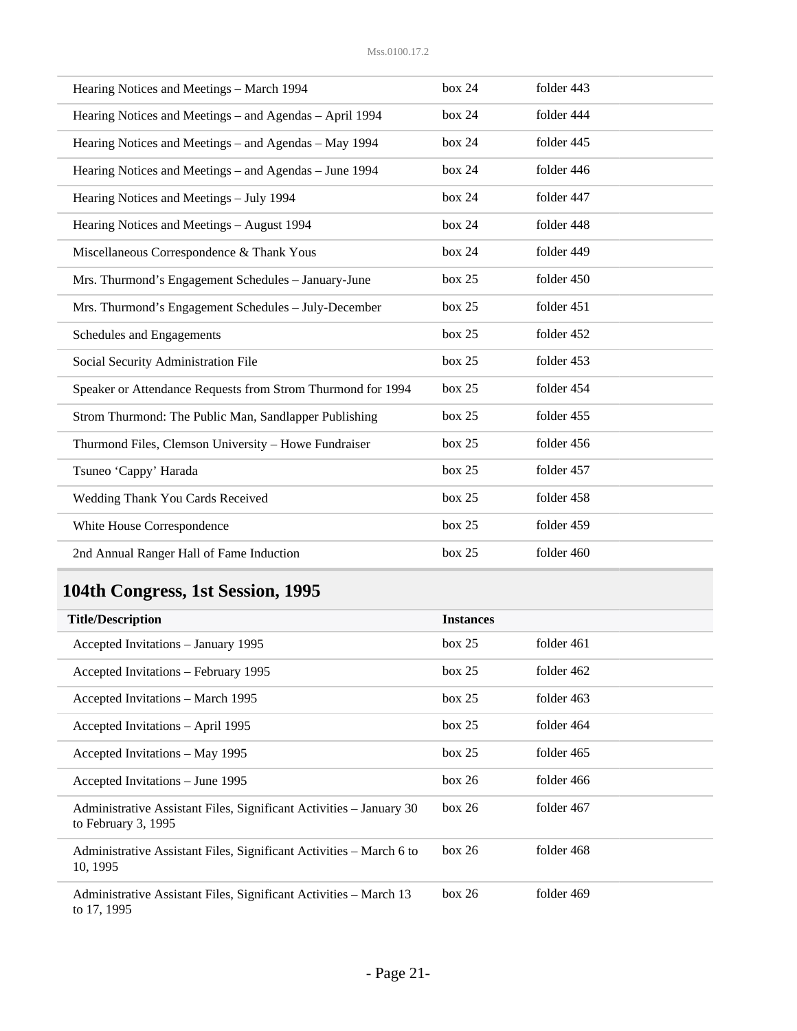| | | |
|---|---|---|
| Hearing Notices and Meetings – March 1994 | box 24 | folder 443 |
| Hearing Notices and Meetings – and Agendas – April 1994 | box 24 | folder 444 |
| Hearing Notices and Meetings – and Agendas – May 1994 | box 24 | folder 445 |
| Hearing Notices and Meetings – and Agendas – June 1994 | box 24 | folder 446 |
| Hearing Notices and Meetings – July 1994 | box 24 | folder 447 |
| Hearing Notices and Meetings – August 1994 | box 24 | folder 448 |
| Miscellaneous Correspondence & Thank Yous | box 24 | folder 449 |
| Mrs. Thurmond's Engagement Schedules – January-June | box 25 | folder 450 |
| Mrs. Thurmond's Engagement Schedules – July-December | box 25 | folder 451 |
| Schedules and Engagements | box 25 | folder 452 |
| Social Security Administration File | box 25 | folder 453 |
| Speaker or Attendance Requests from Strom Thurmond for 1994 | box 25 | folder 454 |
| Strom Thurmond: The Public Man, Sandlapper Publishing | box 25 | folder 455 |
| Thurmond Files, Clemson University – Howe Fundraiser | box 25 | folder 456 |
| Tsuneo 'Cappy' Harada | box 25 | folder 457 |
| Wedding Thank You Cards Received | box 25 | folder 458 |
| White House Correspondence | box 25 | folder 459 |
| 2nd Annual Ranger Hall of Fame Induction | box 25 | folder 460 |

## 104th Congress, 1st Session, 1995

| Title/Description | Instances | |
|---|---|---|
| Accepted Invitations – January 1995 | box 25 | folder 461 |
| Accepted Invitations – February 1995 | box 25 | folder 462 |
| Accepted Invitations – March 1995 | box 25 | folder 463 |
| Accepted Invitations – April 1995 | box 25 | folder 464 |
| Accepted Invitations – May 1995 | box 25 | folder 465 |
| Accepted Invitations – June 1995 | box 26 | folder 466 |
| Administrative Assistant Files, Significant Activities – January 30 to February 3, 1995 | box 26 | folder 467 |
| Administrative Assistant Files, Significant Activities – March 6 to 10, 1995 | box 26 | folder 468 |
| Administrative Assistant Files, Significant Activities – March 13 to 17, 1995 | box 26 | folder 469 |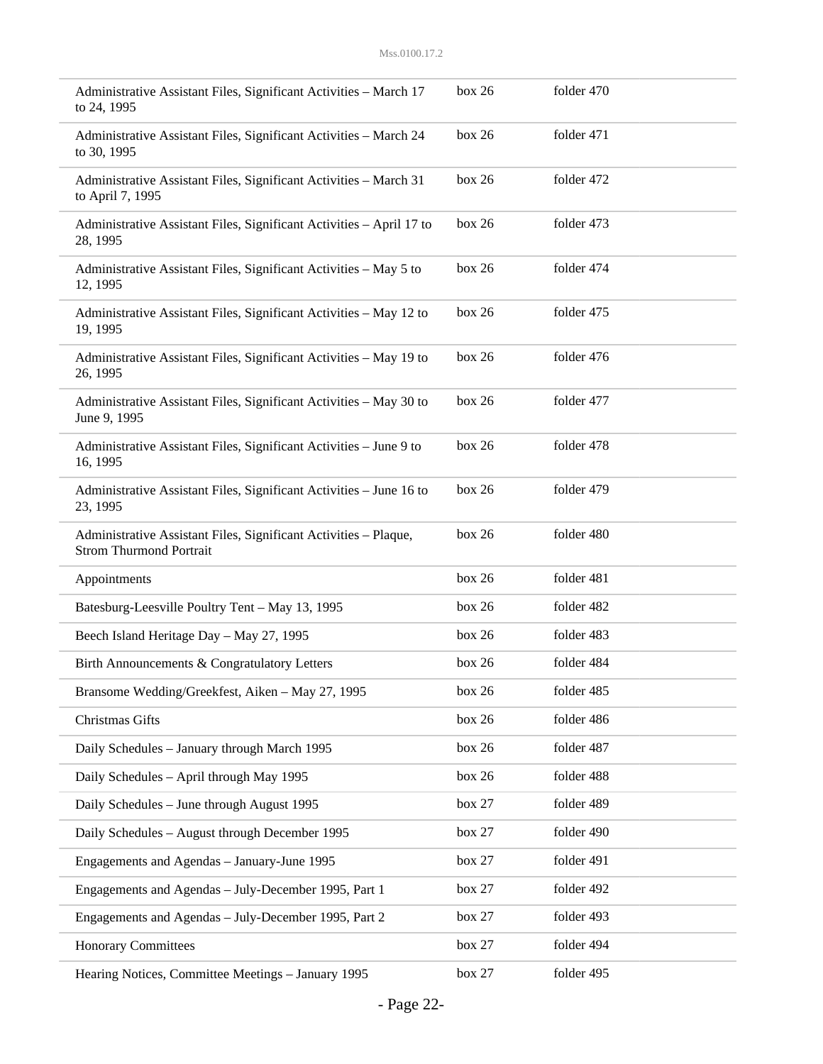| | | |
|---|---|---|
| Administrative Assistant Files, Significant Activities – March 17 to 24, 1995 | box 26 | folder 470 |
| Administrative Assistant Files, Significant Activities – March 24 to 30, 1995 | box 26 | folder 471 |
| Administrative Assistant Files, Significant Activities – March 31 to April 7, 1995 | box 26 | folder 472 |
| Administrative Assistant Files, Significant Activities – April 17 to 28, 1995 | box 26 | folder 473 |
| Administrative Assistant Files, Significant Activities – May 5 to 12, 1995 | box 26 | folder 474 |
| Administrative Assistant Files, Significant Activities – May 12 to 19, 1995 | box 26 | folder 475 |
| Administrative Assistant Files, Significant Activities – May 19 to 26, 1995 | box 26 | folder 476 |
| Administrative Assistant Files, Significant Activities – May 30 to June 9, 1995 | box 26 | folder 477 |
| Administrative Assistant Files, Significant Activities – June 9 to 16, 1995 | box 26 | folder 478 |
| Administrative Assistant Files, Significant Activities – June 16 to 23, 1995 | box 26 | folder 479 |
| Administrative Assistant Files, Significant Activities – Plaque, Strom Thurmond Portrait | box 26 | folder 480 |
| Appointments | box 26 | folder 481 |
| Batesburg-Leesville Poultry Tent – May 13, 1995 | box 26 | folder 482 |
| Beech Island Heritage Day – May 27, 1995 | box 26 | folder 483 |
| Birth Announcements & Congratulatory Letters | box 26 | folder 484 |
| Bransome Wedding/Greekfest, Aiken – May 27, 1995 | box 26 | folder 485 |
| Christmas Gifts | box 26 | folder 486 |
| Daily Schedules – January through March 1995 | box 26 | folder 487 |
| Daily Schedules – April through May 1995 | box 26 | folder 488 |
| Daily Schedules – June through August 1995 | box 27 | folder 489 |
| Daily Schedules – August through December 1995 | box 27 | folder 490 |
| Engagements and Agendas – January-June 1995 | box 27 | folder 491 |
| Engagements and Agendas – July-December 1995, Part 1 | box 27 | folder 492 |
| Engagements and Agendas – July-December 1995, Part 2 | box 27 | folder 493 |
| Honorary Committees | box 27 | folder 494 |
| Hearing Notices, Committee Meetings – January 1995 | box 27 | folder 495 |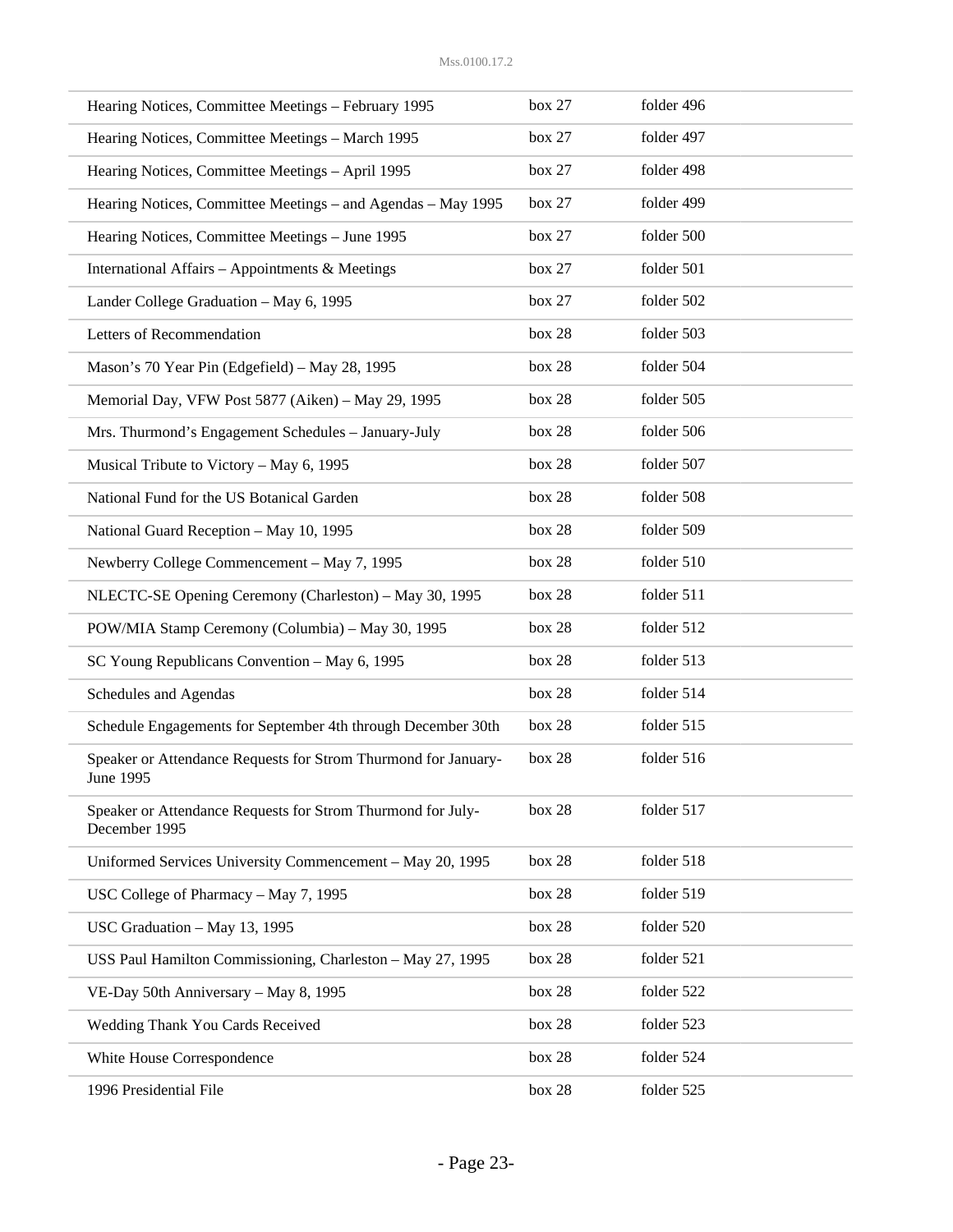| | | |
|---|---|---|
| Hearing Notices, Committee Meetings – February 1995 | box 27 | folder 496 |
| Hearing Notices, Committee Meetings – March 1995 | box 27 | folder 497 |
| Hearing Notices, Committee Meetings – April 1995 | box 27 | folder 498 |
| Hearing Notices, Committee Meetings – and Agendas – May 1995 | box 27 | folder 499 |
| Hearing Notices, Committee Meetings – June 1995 | box 27 | folder 500 |
| International Affairs – Appointments & Meetings | box 27 | folder 501 |
| Lander College Graduation – May 6, 1995 | box 27 | folder 502 |
| Letters of Recommendation | box 28 | folder 503 |
| Mason's 70 Year Pin (Edgefield) – May 28, 1995 | box 28 | folder 504 |
| Memorial Day, VFW Post 5877 (Aiken) – May 29, 1995 | box 28 | folder 505 |
| Mrs. Thurmond's Engagement Schedules – January-July | box 28 | folder 506 |
| Musical Tribute to Victory – May 6, 1995 | box 28 | folder 507 |
| National Fund for the US Botanical Garden | box 28 | folder 508 |
| National Guard Reception – May 10, 1995 | box 28 | folder 509 |
| Newberry College Commencement – May 7, 1995 | box 28 | folder 510 |
| NLECTC-SE Opening Ceremony (Charleston) – May 30, 1995 | box 28 | folder 511 |
| POW/MIA Stamp Ceremony (Columbia) – May 30, 1995 | box 28 | folder 512 |
| SC Young Republicans Convention – May 6, 1995 | box 28 | folder 513 |
| Schedules and Agendas | box 28 | folder 514 |
| Schedule Engagements for September 4th through December 30th | box 28 | folder 515 |
| Speaker or Attendance Requests for Strom Thurmond for January-June 1995 | box 28 | folder 516 |
| Speaker or Attendance Requests for Strom Thurmond for July-December 1995 | box 28 | folder 517 |
| Uniformed Services University Commencement – May 20, 1995 | box 28 | folder 518 |
| USC College of Pharmacy – May 7, 1995 | box 28 | folder 519 |
| USC Graduation – May 13, 1995 | box 28 | folder 520 |
| USS Paul Hamilton Commissioning, Charleston – May 27, 1995 | box 28 | folder 521 |
| VE-Day 50th Anniversary – May 8, 1995 | box 28 | folder 522 |
| Wedding Thank You Cards Received | box 28 | folder 523 |
| White House Correspondence | box 28 | folder 524 |
| 1996 Presidential File | box 28 | folder 525 |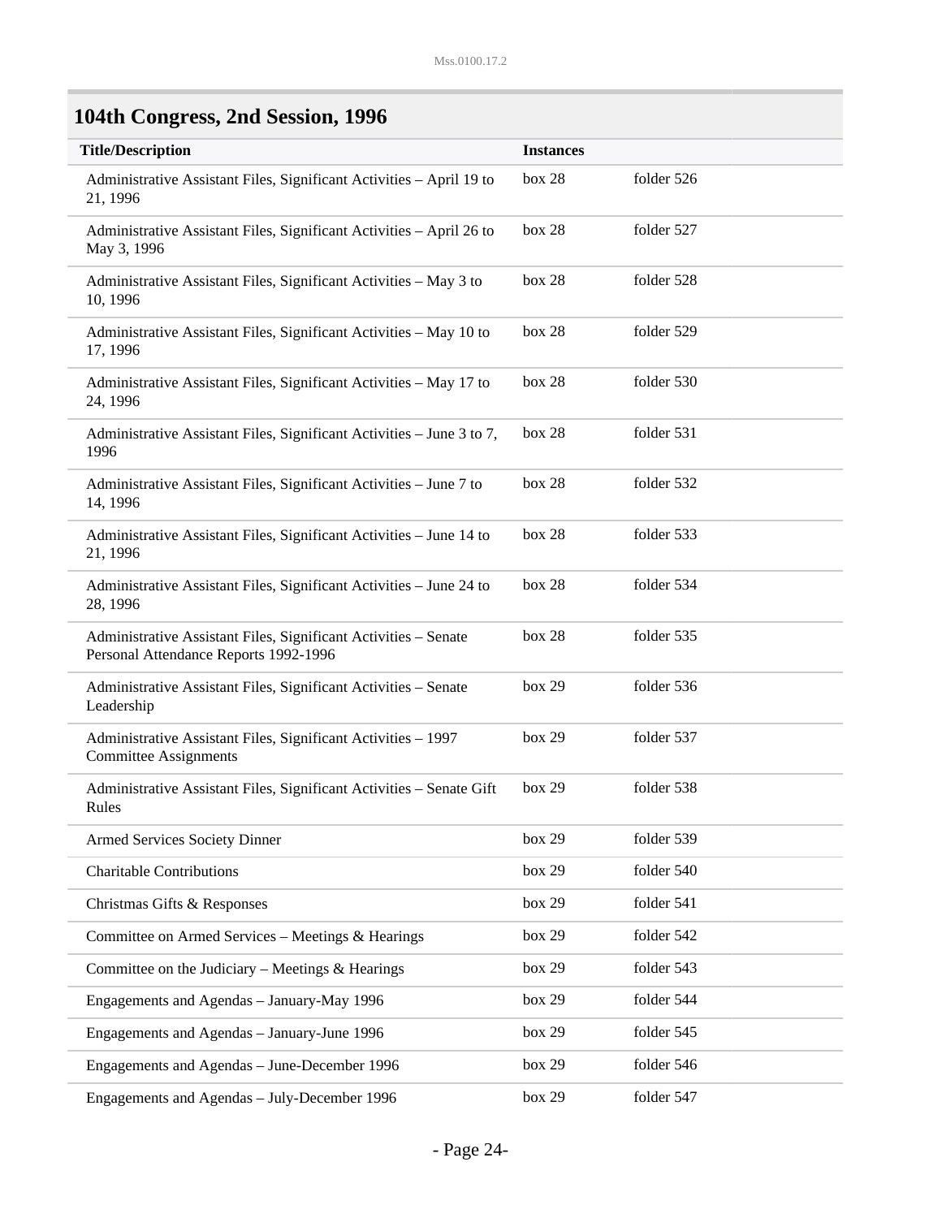## 104th Congress, 2nd Session, 1996

| Title/Description | Instances | |
|---|---|---|
| Administrative Assistant Files, Significant Activities – April 19 to 21, 1996 | box 28 | folder 526 |
| Administrative Assistant Files, Significant Activities – April 26 to May 3, 1996 | box 28 | folder 527 |
| Administrative Assistant Files, Significant Activities – May 3 to 10, 1996 | box 28 | folder 528 |
| Administrative Assistant Files, Significant Activities – May 10 to 17, 1996 | box 28 | folder 529 |
| Administrative Assistant Files, Significant Activities – May 17 to 24, 1996 | box 28 | folder 530 |
| Administrative Assistant Files, Significant Activities – June 3 to 7, 1996 | box 28 | folder 531 |
| Administrative Assistant Files, Significant Activities – June 7 to 14, 1996 | box 28 | folder 532 |
| Administrative Assistant Files, Significant Activities – June 14 to 21, 1996 | box 28 | folder 533 |
| Administrative Assistant Files, Significant Activities – June 24 to 28, 1996 | box 28 | folder 534 |
| Administrative Assistant Files, Significant Activities – Senate Personal Attendance Reports 1992-1996 | box 28 | folder 535 |
| Administrative Assistant Files, Significant Activities – Senate Leadership | box 29 | folder 536 |
| Administrative Assistant Files, Significant Activities – 1997 Committee Assignments | box 29 | folder 537 |
| Administrative Assistant Files, Significant Activities – Senate Gift Rules | box 29 | folder 538 |
| Armed Services Society Dinner | box 29 | folder 539 |
| Charitable Contributions | box 29 | folder 540 |
| Christmas Gifts & Responses | box 29 | folder 541 |
| Committee on Armed Services – Meetings & Hearings | box 29 | folder 542 |
| Committee on the Judiciary – Meetings & Hearings | box 29 | folder 543 |
| Engagements and Agendas – January-May 1996 | box 29 | folder 544 |
| Engagements and Agendas – January-June 1996 | box 29 | folder 545 |
| Engagements and Agendas – June-December 1996 | box 29 | folder 546 |
| Engagements and Agendas – July-December 1996 | box 29 | folder 547 |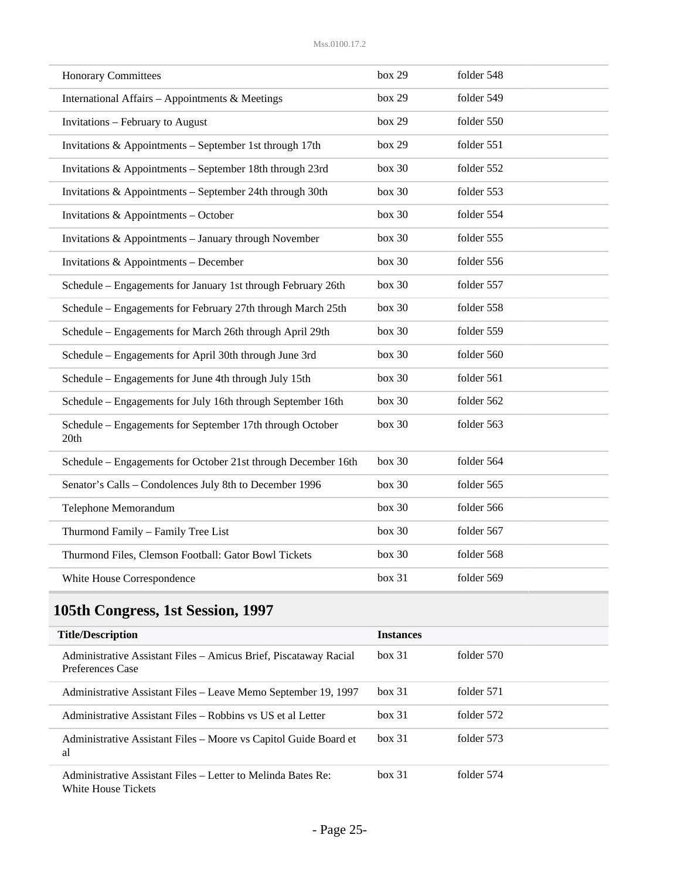| | | |
|---|---|---|
| Honorary Committees | box 29 | folder 548 |
| International Affairs – Appointments & Meetings | box 29 | folder 549 |
| Invitations – February to August | box 29 | folder 550 |
| Invitations & Appointments – September 1st through 17th | box 29 | folder 551 |
| Invitations & Appointments – September 18th through 23rd | box 30 | folder 552 |
| Invitations & Appointments – September 24th through 30th | box 30 | folder 553 |
| Invitations & Appointments – October | box 30 | folder 554 |
| Invitations & Appointments – January through November | box 30 | folder 555 |
| Invitations & Appointments – December | box 30 | folder 556 |
| Schedule – Engagements for January 1st through February 26th | box 30 | folder 557 |
| Schedule – Engagements for February 27th through March 25th | box 30 | folder 558 |
| Schedule – Engagements for March 26th through April 29th | box 30 | folder 559 |
| Schedule – Engagements for April 30th through June 3rd | box 30 | folder 560 |
| Schedule – Engagements for June 4th through July 15th | box 30 | folder 561 |
| Schedule – Engagements for July 16th through September 16th | box 30 | folder 562 |
| Schedule – Engagements for September 17th through October 20th | box 30 | folder 563 |
| Schedule – Engagements for October 21st through December 16th | box 30 | folder 564 |
| Senator's Calls – Condolences July 8th to December 1996 | box 30 | folder 565 |
| Telephone Memorandum | box 30 | folder 566 |
| Thurmond Family – Family Tree List | box 30 | folder 567 |
| Thurmond Files, Clemson Football: Gator Bowl Tickets | box 30 | folder 568 |
| White House Correspondence | box 31 | folder 569 |

## 105th Congress, 1st Session, 1997

| Title/Description | Instances | |
|---|---|---|
| Administrative Assistant Files – Amicus Brief, Piscataway Racial Preferences Case | box 31 | folder 570 |
| Administrative Assistant Files – Leave Memo September 19, 1997 | box 31 | folder 571 |
| Administrative Assistant Files – Robbins vs US et al Letter | box 31 | folder 572 |
| Administrative Assistant Files – Moore vs Capitol Guide Board et al | box 31 | folder 573 |
| Administrative Assistant Files – Letter to Melinda Bates Re: White House Tickets | box 31 | folder 574 |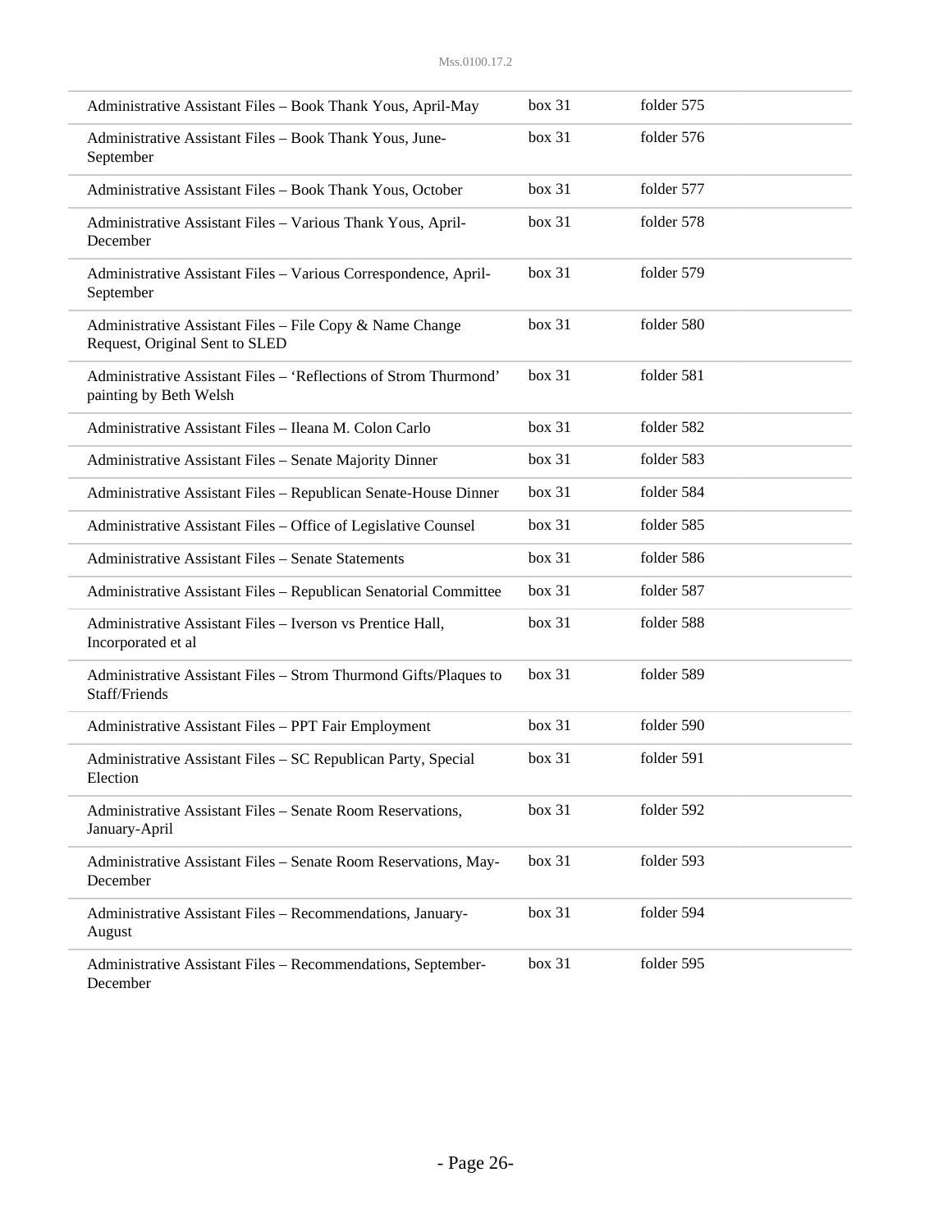| | | |
|---|---|---|
| Administrative Assistant Files – Book Thank Yous, April-May | box 31 | folder 575 |
| Administrative Assistant Files – Book Thank Yous, June-September | box 31 | folder 576 |
| Administrative Assistant Files – Book Thank Yous, October | box 31 | folder 577 |
| Administrative Assistant Files – Various Thank Yous, April-December | box 31 | folder 578 |
| Administrative Assistant Files – Various Correspondence, April-September | box 31 | folder 579 |
| Administrative Assistant Files – File Copy & Name Change Request, Original Sent to SLED | box 31 | folder 580 |
| Administrative Assistant Files – 'Reflections of Strom Thurmond' painting by Beth Welsh | box 31 | folder 581 |
| Administrative Assistant Files – Ileana M. Colon Carlo | box 31 | folder 582 |
| Administrative Assistant Files – Senate Majority Dinner | box 31 | folder 583 |
| Administrative Assistant Files – Republican Senate-House Dinner | box 31 | folder 584 |
| Administrative Assistant Files – Office of Legislative Counsel | box 31 | folder 585 |
| Administrative Assistant Files – Senate Statements | box 31 | folder 586 |
| Administrative Assistant Files – Republican Senatorial Committee | box 31 | folder 587 |
| Administrative Assistant Files – Iverson vs Prentice Hall, Incorporated et al | box 31 | folder 588 |
| Administrative Assistant Files – Strom Thurmond Gifts/Plaques to Staff/Friends | box 31 | folder 589 |
| Administrative Assistant Files – PPT Fair Employment | box 31 | folder 590 |
| Administrative Assistant Files – SC Republican Party, Special Election | box 31 | folder 591 |
| Administrative Assistant Files – Senate Room Reservations, January-April | box 31 | folder 592 |
| Administrative Assistant Files – Senate Room Reservations, May-December | box 31 | folder 593 |
| Administrative Assistant Files – Recommendations, January-August | box 31 | folder 594 |
| Administrative Assistant Files – Recommendations, September-December | box 31 | folder 595 |